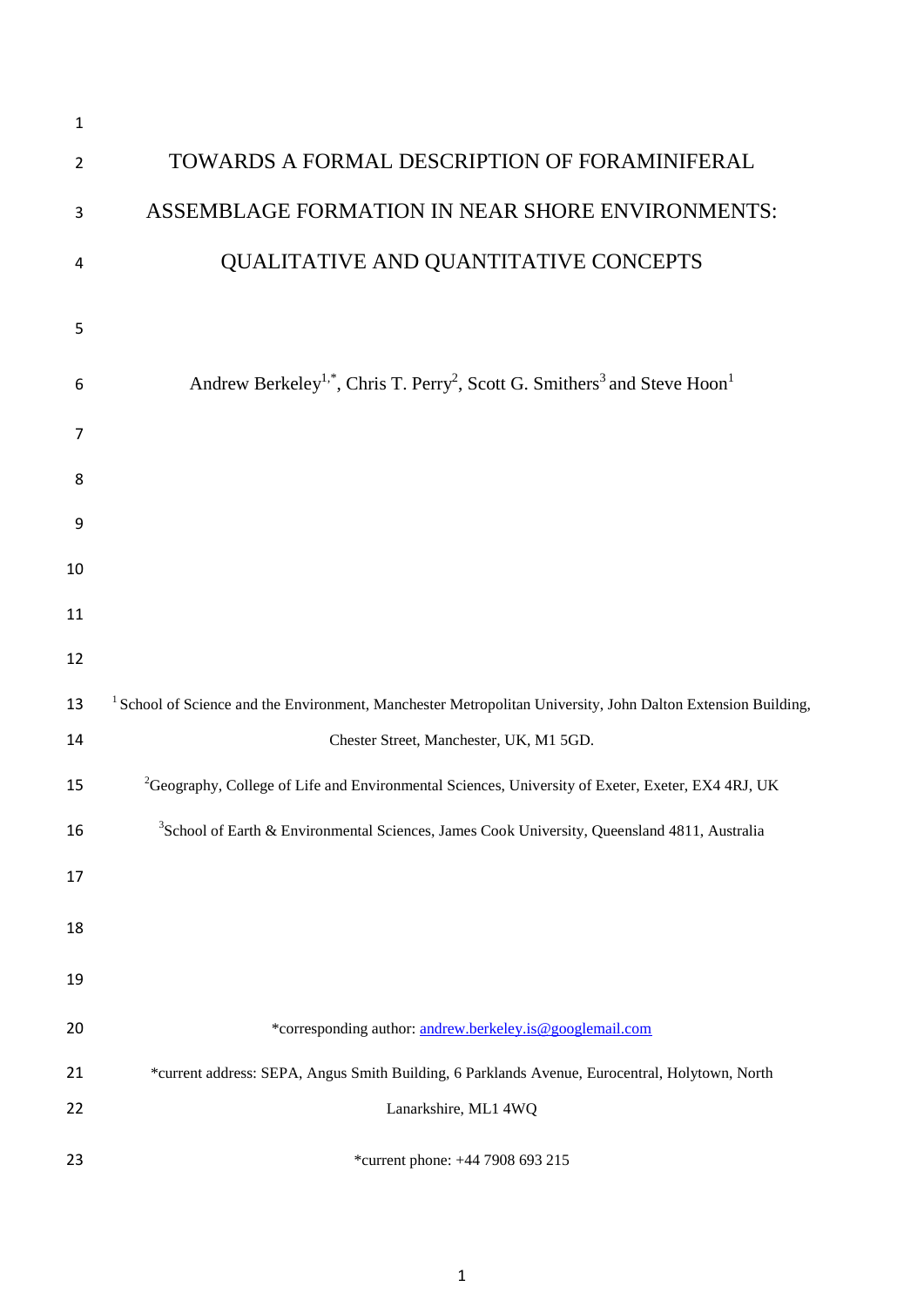# TOWARDS A FORMAL DESCRIPTION OF FORAMINIFERAL ASSEMBLAGE FORMATION IN NEAR SHORE ENVIRONMENTS: QUALITATIVE AND QUANTITATIVE CONCEPTS

Andrew Berkeley[1,*], Chris T. Perry[2], Scott G. Smithers[3] and Steve Hoon[1]

[1] School of Science and the Environment, Manchester Metropolitan University, John Dalton Extension Building, Chester Street, Manchester, UK, M1 5GD.

[2]Geography, College of Life and Environmental Sciences, University of Exeter, Exeter, EX4 4RJ, UK

[3]School of Earth & Environmental Sciences, James Cook University, Queensland 4811, Australia

*corresponding author: andrew.berkeley.is@googlemail.com

*current address: SEPA, Angus Smith Building, 6 Parklands Avenue, Eurocentral, Holytown, North Lanarkshire, ML1 4WQ

*current phone: +44 7908 693 215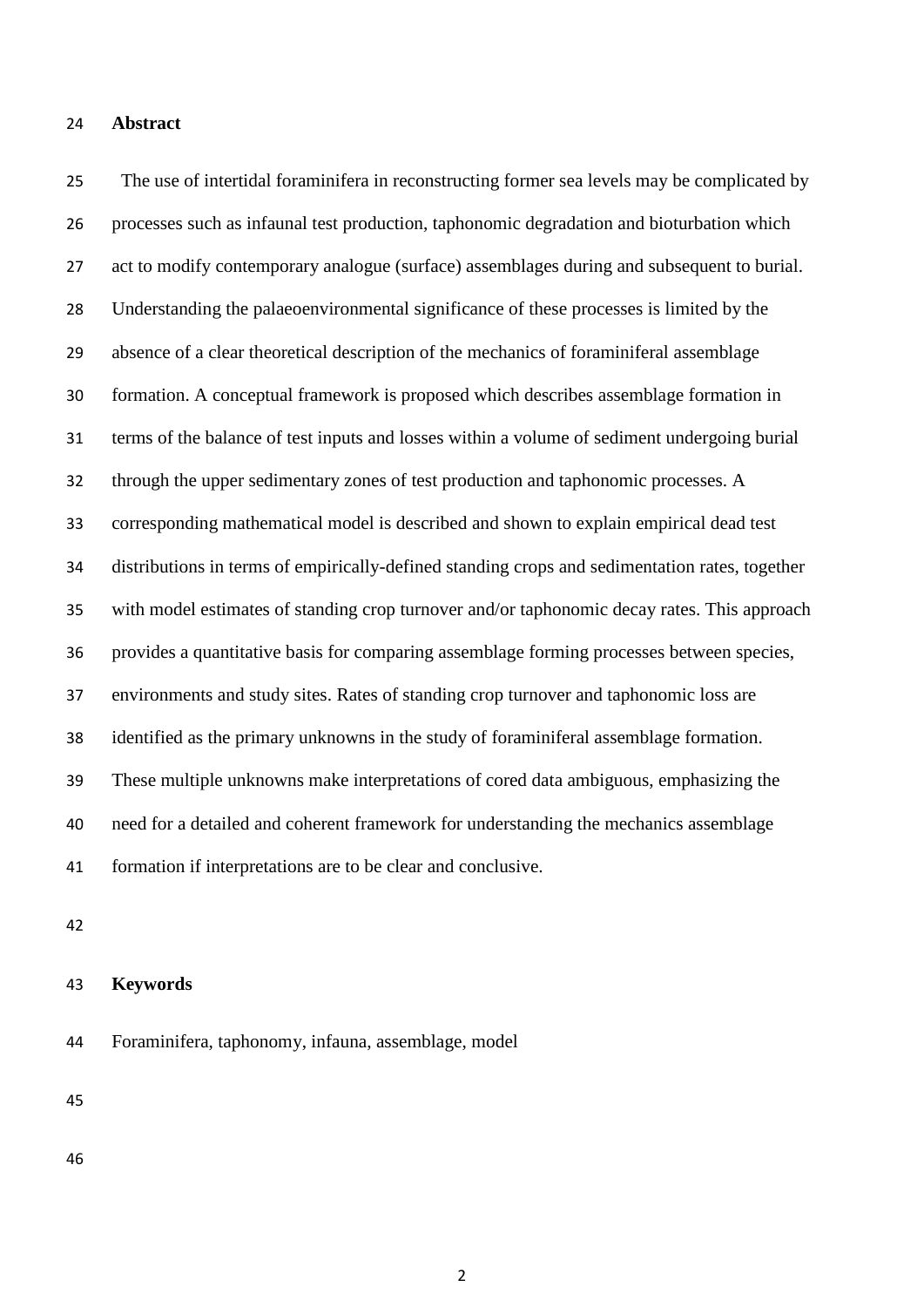## Abstract

The use of intertidal foraminifera in reconstructing former sea levels may be complicated by processes such as infaunal test production, taphonomic degradation and bioturbation which act to modify contemporary analogue (surface) assemblages during and subsequent to burial. Understanding the palaeoenvironmental significance of these processes is limited by the absence of a clear theoretical description of the mechanics of foraminiferal assemblage formation. A conceptual framework is proposed which describes assemblage formation in terms of the balance of test inputs and losses within a volume of sediment undergoing burial through the upper sedimentary zones of test production and taphonomic processes. A corresponding mathematical model is described and shown to explain empirical dead test distributions in terms of empirically-defined standing crops and sedimentation rates, together with model estimates of standing crop turnover and/or taphonomic decay rates. This approach provides a quantitative basis for comparing assemblage forming processes between species, environments and study sites. Rates of standing crop turnover and taphonomic loss are identified as the primary unknowns in the study of foraminiferal assemblage formation. These multiple unknowns make interpretations of cored data ambiguous, emphasizing the need for a detailed and coherent framework for understanding the mechanics assemblage formation if interpretations are to be clear and conclusive.

## Keywords

Foraminifera, taphonomy, infauna, assemblage, model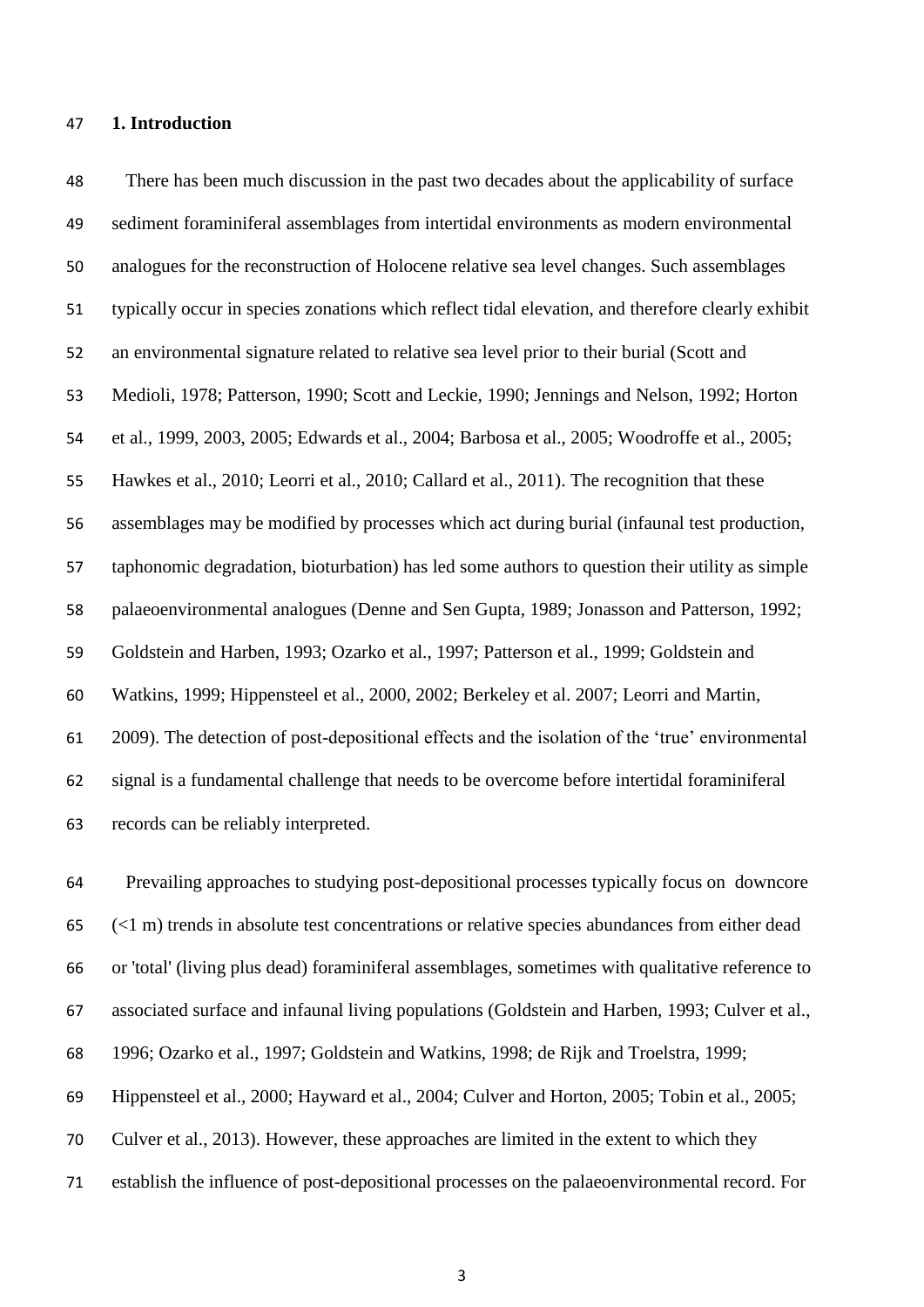## 1. Introduction

There has been much discussion in the past two decades about the applicability of surface sediment foraminiferal assemblages from intertidal environments as modern environmental analogues for the reconstruction of Holocene relative sea level changes. Such assemblages typically occur in species zonations which reflect tidal elevation, and therefore clearly exhibit an environmental signature related to relative sea level prior to their burial (Scott and Medioli, 1978; Patterson, 1990; Scott and Leckie, 1990; Jennings and Nelson, 1992; Horton et al., 1999, 2003, 2005; Edwards et al., 2004; Barbosa et al., 2005; Woodroffe et al., 2005; Hawkes et al., 2010; Leorri et al., 2010; Callard et al., 2011). The recognition that these assemblages may be modified by processes which act during burial (infaunal test production, taphonomic degradation, bioturbation) has led some authors to question their utility as simple palaeoenvironmental analogues (Denne and Sen Gupta, 1989; Jonasson and Patterson, 1992; Goldstein and Harben, 1993; Ozarko et al., 1997; Patterson et al., 1999; Goldstein and Watkins, 1999; Hippensteel et al., 2000, 2002; Berkeley et al. 2007; Leorri and Martin, 2009). The detection of post-depositional effects and the isolation of the 'true' environmental signal is a fundamental challenge that needs to be overcome before intertidal foraminiferal records can be reliably interpreted.

Prevailing approaches to studying post-depositional processes typically focus on downcore (<1 m) trends in absolute test concentrations or relative species abundances from either dead or 'total' (living plus dead) foraminiferal assemblages, sometimes with qualitative reference to associated surface and infaunal living populations (Goldstein and Harben, 1993; Culver et al., 1996; Ozarko et al., 1997; Goldstein and Watkins, 1998; de Rijk and Troelstra, 1999; Hippensteel et al., 2000; Hayward et al., 2004; Culver and Horton, 2005; Tobin et al., 2005; Culver et al., 2013). However, these approaches are limited in the extent to which they establish the influence of post-depositional processes on the palaeoenvironmental record. For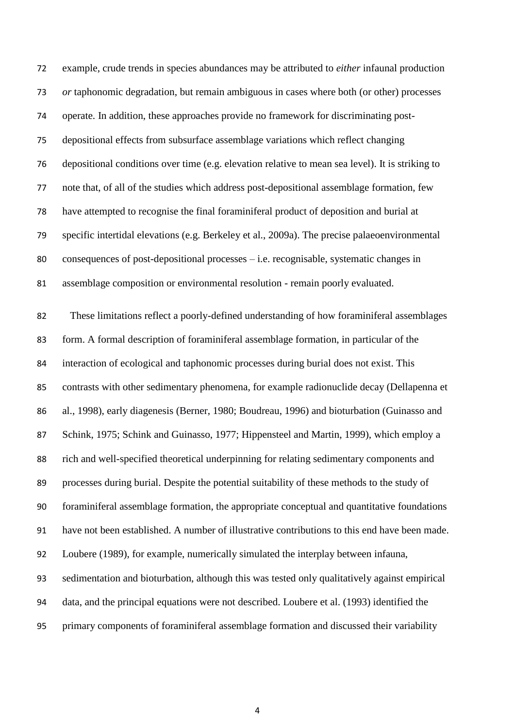example, crude trends in species abundances may be attributed to *either* infaunal production *or* taphonomic degradation, but remain ambiguous in cases where both (or other) processes operate. In addition, these approaches provide no framework for discriminating post-depositional effects from subsurface assemblage variations which reflect changing depositional conditions over time (e.g. elevation relative to mean sea level). It is striking to note that, of all of the studies which address post-depositional assemblage formation, few have attempted to recognise the final foraminiferal product of deposition and burial at specific intertidal elevations (e.g. Berkeley et al., 2009a). The precise palaeoenvironmental consequences of post-depositional processes – i.e. recognisable, systematic changes in assemblage composition or environmental resolution - remain poorly evaluated.

These limitations reflect a poorly-defined understanding of how foraminiferal assemblages form. A formal description of foraminiferal assemblage formation, in particular of the interaction of ecological and taphonomic processes during burial does not exist. This contrasts with other sedimentary phenomena, for example radionuclide decay (Dellapenna et al., 1998), early diagenesis (Berner, 1980; Boudreau, 1996) and bioturbation (Guinasso and Schink, 1975; Schink and Guinasso, 1977; Hippensteel and Martin, 1999), which employ a rich and well-specified theoretical underpinning for relating sedimentary components and processes during burial. Despite the potential suitability of these methods to the study of foraminiferal assemblage formation, the appropriate conceptual and quantitative foundations have not been established. A number of illustrative contributions to this end have been made. Loubere (1989), for example, numerically simulated the interplay between infauna, sedimentation and bioturbation, although this was tested only qualitatively against empirical data, and the principal equations were not described. Loubere et al. (1993) identified the primary components of foraminiferal assemblage formation and discussed their variability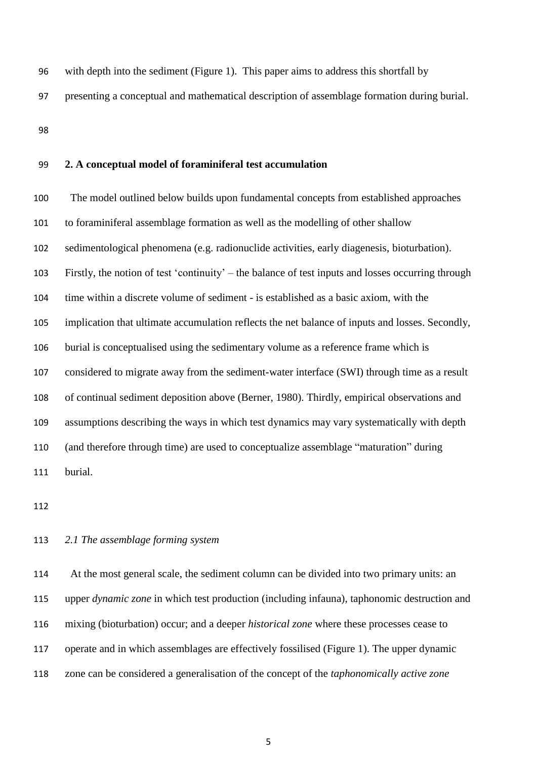with depth into the sediment (Figure 1). This paper aims to address this shortfall by presenting a conceptual and mathematical description of assemblage formation during burial.

## 2. A conceptual model of foraminiferal test accumulation

The model outlined below builds upon fundamental concepts from established approaches to foraminiferal assemblage formation as well as the modelling of other shallow sedimentological phenomena (e.g. radionuclide activities, early diagenesis, bioturbation). Firstly, the notion of test 'continuity' – the balance of test inputs and losses occurring through time within a discrete volume of sediment - is established as a basic axiom, with the implication that ultimate accumulation reflects the net balance of inputs and losses. Secondly, burial is conceptualised using the sedimentary volume as a reference frame which is considered to migrate away from the sediment-water interface (SWI) through time as a result of continual sediment deposition above (Berner, 1980). Thirdly, empirical observations and assumptions describing the ways in which test dynamics may vary systematically with depth (and therefore through time) are used to conceptualize assemblage "maturation" during burial.

### *2.1 The assemblage forming system*

At the most general scale, the sediment column can be divided into two primary units: an upper *dynamic zone* in which test production (including infauna), taphonomic destruction and mixing (bioturbation) occur; and a deeper *historical zone* where these processes cease to operate and in which assemblages are effectively fossilised (Figure 1). The upper dynamic zone can be considered a generalisation of the concept of the *taphonomically active zone*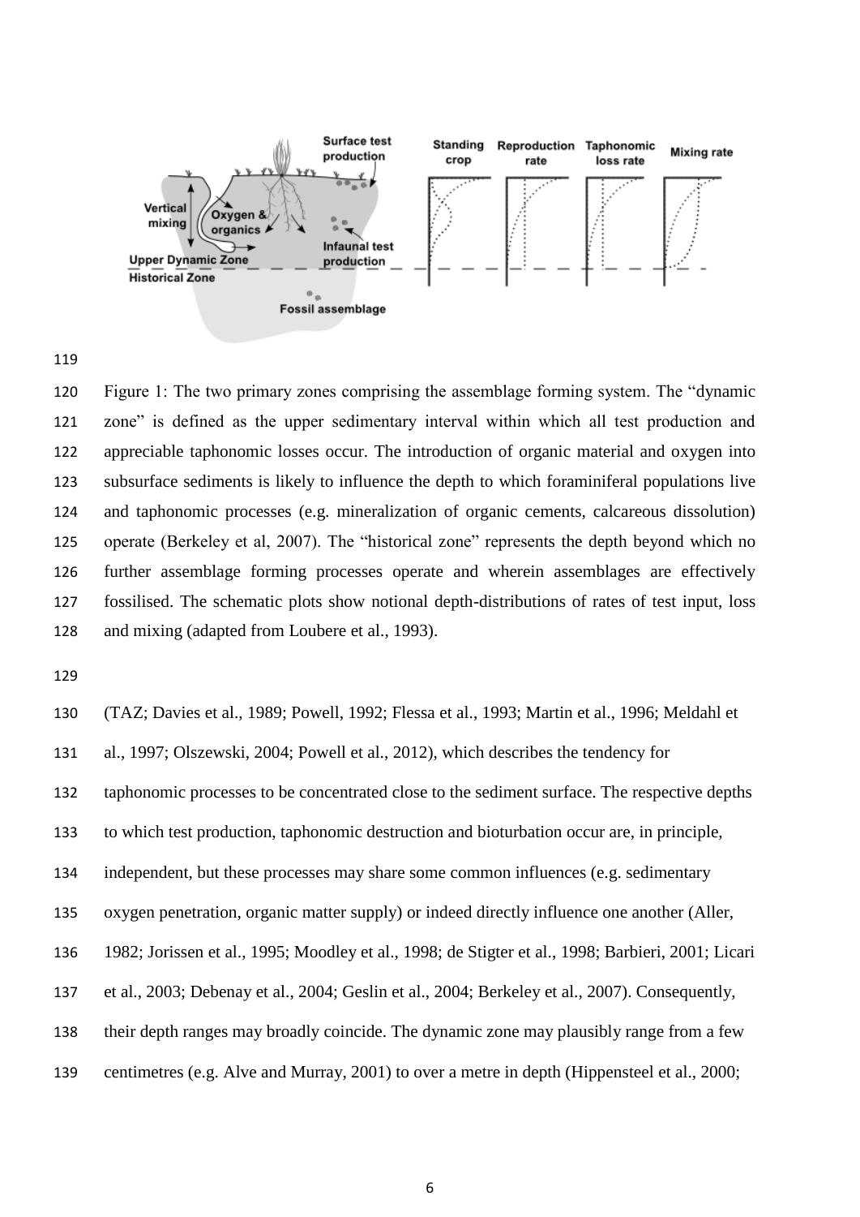Figure 1: The two primary zones comprising the assemblage forming system. The "dynamic zone" is defined as the upper sedimentary interval within which all test production and appreciable taphonomic losses occur. The introduction of organic material and oxygen into subsurface sediments is likely to influence the depth to which foraminiferal populations live and taphonomic processes (e.g. mineralization of organic cements, calcareous dissolution) operate (Berkeley et al, 2007). The "historical zone" represents the depth beyond which no further assemblage forming processes operate and wherein assemblages are effectively fossilised. The schematic plots show notional depth-distributions of rates of test input, loss and mixing (adapted from Loubere et al., 1993).

(TAZ; Davies et al., 1989; Powell, 1992; Flessa et al., 1993; Martin et al., 1996; Meldahl et al., 1997; Olszewski, 2004; Powell et al., 2012), which describes the tendency for taphonomic processes to be concentrated close to the sediment surface. The respective depths to which test production, taphonomic destruction and bioturbation occur are, in principle, independent, but these processes may share some common influences (e.g. sedimentary oxygen penetration, organic matter supply) or indeed directly influence one another (Aller, 1982; Jorissen et al., 1995; Moodley et al., 1998; de Stigter et al., 1998; Barbieri, 2001; Licari et al., 2003; Debenay et al., 2004; Geslin et al., 2004; Berkeley et al., 2007). Consequently, their depth ranges may broadly coincide. The dynamic zone may plausibly range from a few centimetres (e.g. Alve and Murray, 2001) to over a metre in depth (Hippensteel et al., 2000;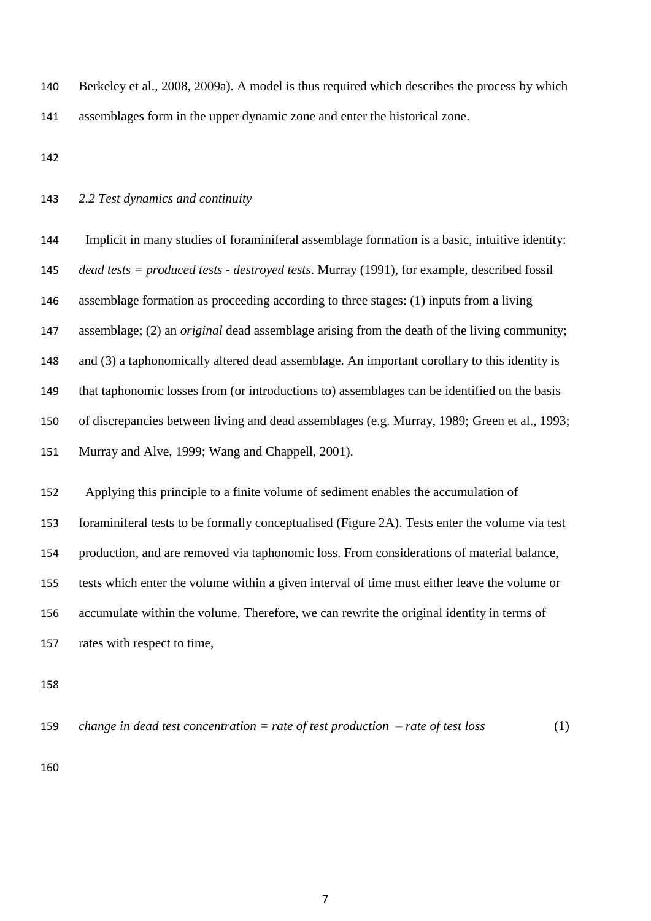Berkeley et al., 2008, 2009a). A model is thus required which describes the process by which assemblages form in the upper dynamic zone and enter the historical zone.

### *2.2 Test dynamics and continuity*

Implicit in many studies of foraminiferal assemblage formation is a basic, intuitive identity: *dead tests = produced tests - destroyed tests*. Murray (1991), for example, described fossil assemblage formation as proceeding according to three stages: (1) inputs from a living assemblage; (2) an *original* dead assemblage arising from the death of the living community; and (3) a taphonomically altered dead assemblage. An important corollary to this identity is that taphonomic losses from (or introductions to) assemblages can be identified on the basis of discrepancies between living and dead assemblages (e.g. Murray, 1989; Green et al., 1993; Murray and Alve, 1999; Wang and Chappell, 2001).

Applying this principle to a finite volume of sediment enables the accumulation of foraminiferal tests to be formally conceptualised (Figure 2A). Tests enter the volume via test production, and are removed via taphonomic loss. From considerations of material balance, tests which enter the volume within a given interval of time must either leave the volume or accumulate within the volume. Therefore, we can rewrite the original identity in terms of rates with respect to time,

*change in dead test concentration = rate of test production – rate of test loss* (1)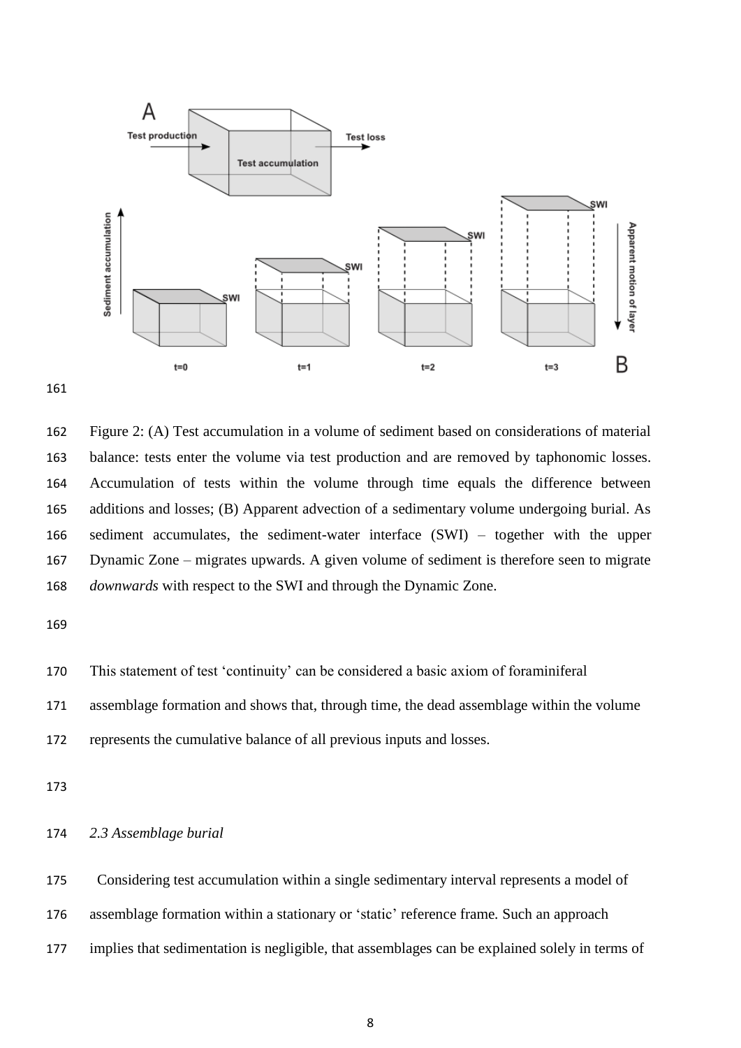Figure 2: (A) Test accumulation in a volume of sediment based on considerations of material balance: tests enter the volume via test production and are removed by taphonomic losses. Accumulation of tests within the volume through time equals the difference between additions and losses; (B) Apparent advection of a sedimentary volume undergoing burial. As sediment accumulates, the sediment-water interface (SWI) – together with the upper Dynamic Zone – migrates upwards. A given volume of sediment is therefore seen to migrate *downwards* with respect to the SWI and through the Dynamic Zone.

This statement of test 'continuity' can be considered a basic axiom of foraminiferal assemblage formation and shows that, through time, the dead assemblage within the volume represents the cumulative balance of all previous inputs and losses.

### *2.3 Assemblage burial*

Considering test accumulation within a single sedimentary interval represents a model of assemblage formation within a stationary or 'static' reference frame. Such an approach implies that sedimentation is negligible, that assemblages can be explained solely in terms of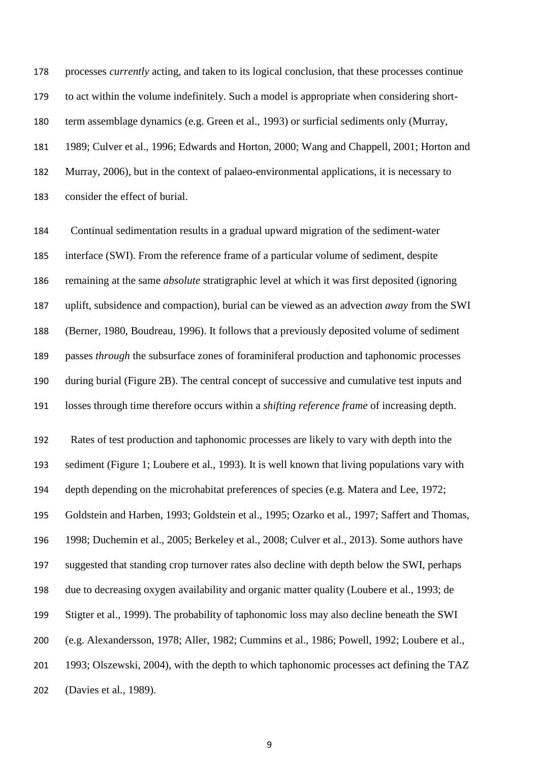processes *currently* acting, and taken to its logical conclusion, that these processes continue to act within the volume indefinitely. Such a model is appropriate when considering short-term assemblage dynamics (e.g. Green et al., 1993) or surficial sediments only (Murray, 1989; Culver et al., 1996; Edwards and Horton, 2000; Wang and Chappell, 2001; Horton and Murray, 2006), but in the context of palaeo-environmental applications, it is necessary to consider the effect of burial.

Continual sedimentation results in a gradual upward migration of the sediment-water interface (SWI). From the reference frame of a particular volume of sediment, despite remaining at the same *absolute* stratigraphic level at which it was first deposited (ignoring uplift, subsidence and compaction), burial can be viewed as an advection *away* from the SWI (Berner, 1980, Boudreau, 1996). It follows that a previously deposited volume of sediment passes *through* the subsurface zones of foraminiferal production and taphonomic processes during burial (Figure 2B). The central concept of successive and cumulative test inputs and losses through time therefore occurs within a *shifting reference frame* of increasing depth.

Rates of test production and taphonomic processes are likely to vary with depth into the sediment (Figure 1; Loubere et al., 1993). It is well known that living populations vary with depth depending on the microhabitat preferences of species (e.g. Matera and Lee, 1972; Goldstein and Harben, 1993; Goldstein et al., 1995; Ozarko et al., 1997; Saffert and Thomas, 1998; Duchemin et al., 2005; Berkeley et al., 2008; Culver et al., 2013). Some authors have suggested that standing crop turnover rates also decline with depth below the SWI, perhaps due to decreasing oxygen availability and organic matter quality (Loubere et al., 1993; de Stigter et al., 1999). The probability of taphonomic loss may also decline beneath the SWI (e.g. Alexandersson, 1978; Aller, 1982; Cummins et al., 1986; Powell, 1992; Loubere et al., 1993; Olszewski, 2004), with the depth to which taphonomic processes act defining the TAZ (Davies et al., 1989).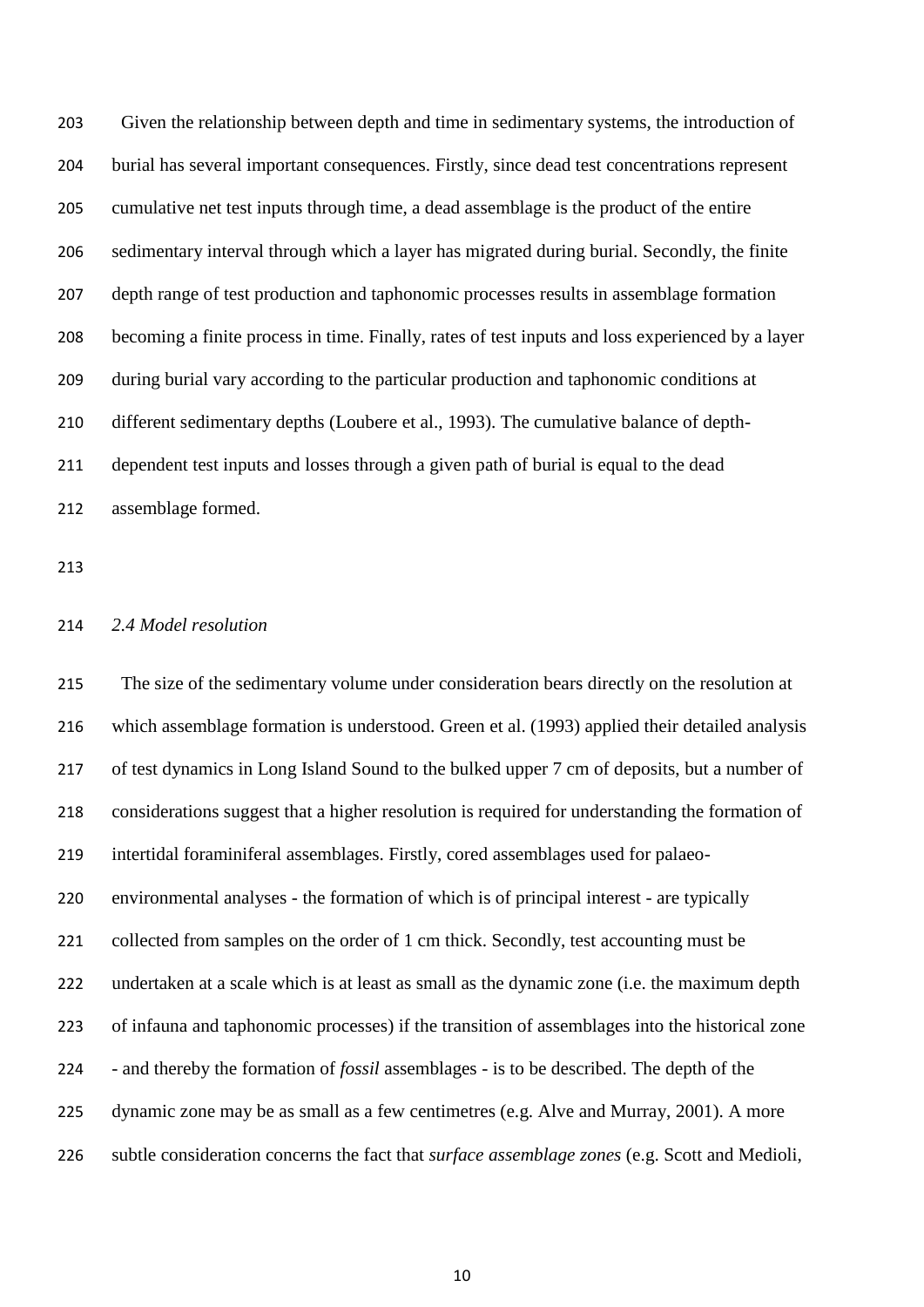Given the relationship between depth and time in sedimentary systems, the introduction of burial has several important consequences. Firstly, since dead test concentrations represent cumulative net test inputs through time, a dead assemblage is the product of the entire sedimentary interval through which a layer has migrated during burial. Secondly, the finite depth range of test production and taphonomic processes results in assemblage formation becoming a finite process in time. Finally, rates of test inputs and loss experienced by a layer during burial vary according to the particular production and taphonomic conditions at different sedimentary depths (Loubere et al., 1993). The cumulative balance of depth-dependent test inputs and losses through a given path of burial is equal to the dead assemblage formed.

### *2.4 Model resolution*

The size of the sedimentary volume under consideration bears directly on the resolution at which assemblage formation is understood. Green et al. (1993) applied their detailed analysis of test dynamics in Long Island Sound to the bulked upper 7 cm of deposits, but a number of considerations suggest that a higher resolution is required for understanding the formation of intertidal foraminiferal assemblages. Firstly, cored assemblages used for palaeo-environmental analyses - the formation of which is of principal interest - are typically collected from samples on the order of 1 cm thick. Secondly, test accounting must be undertaken at a scale which is at least as small as the dynamic zone (i.e. the maximum depth of infauna and taphonomic processes) if the transition of assemblages into the historical zone - and thereby the formation of *fossil* assemblages - is to be described. The depth of the dynamic zone may be as small as a few centimetres (e.g. Alve and Murray, 2001). A more subtle consideration concerns the fact that *surface assemblage zones* (e.g. Scott and Medioli,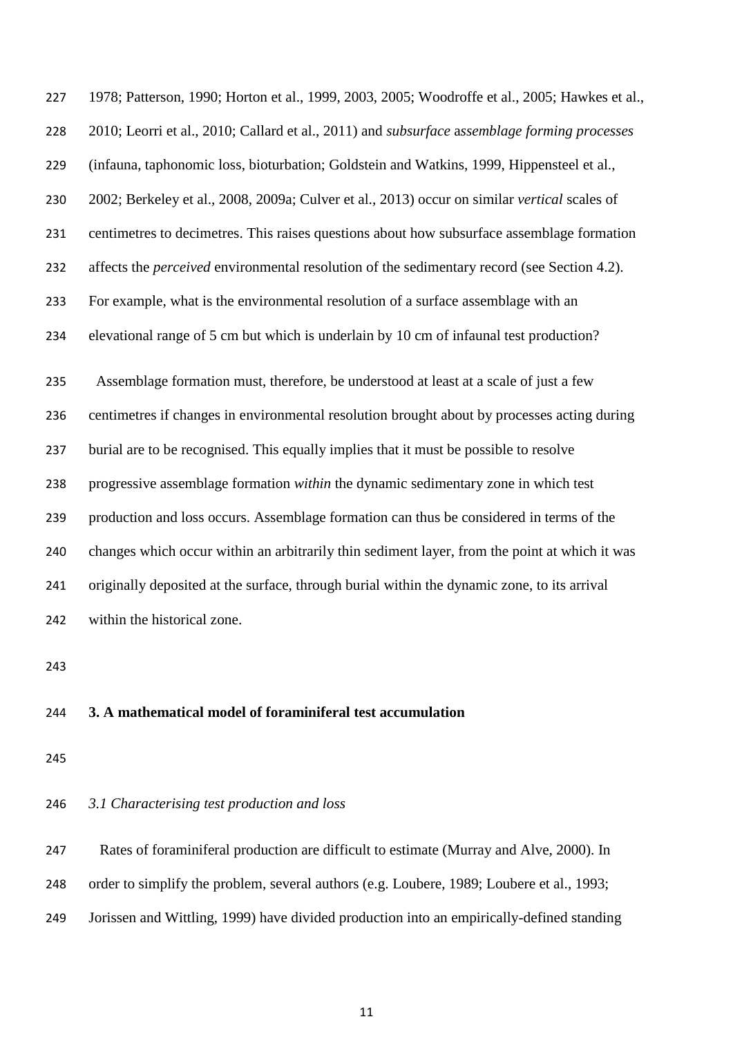1978; Patterson, 1990; Horton et al., 1999, 2003, 2005; Woodroffe et al., 2005; Hawkes et al., 2010; Leorri et al., 2010; Callard et al., 2011) and *subsurface assemblage forming processes* (infauna, taphonomic loss, bioturbation; Goldstein and Watkins, 1999, Hippensteel et al., 2002; Berkeley et al., 2008, 2009a; Culver et al., 2013) occur on similar *vertical* scales of centimetres to decimetres. This raises questions about how subsurface assemblage formation affects the *perceived* environmental resolution of the sedimentary record (see Section 4.2). For example, what is the environmental resolution of a surface assemblage with an elevational range of 5 cm but which is underlain by 10 cm of infaunal test production?

Assemblage formation must, therefore, be understood at least at a scale of just a few centimetres if changes in environmental resolution brought about by processes acting during burial are to be recognised. This equally implies that it must be possible to resolve progressive assemblage formation *within* the dynamic sedimentary zone in which test production and loss occurs. Assemblage formation can thus be considered in terms of the changes which occur within an arbitrarily thin sediment layer, from the point at which it was originally deposited at the surface, through burial within the dynamic zone, to its arrival within the historical zone.

## 3. A mathematical model of foraminiferal test accumulation

### *3.1 Characterising test production and loss*

Rates of foraminiferal production are difficult to estimate (Murray and Alve, 2000). In order to simplify the problem, several authors (e.g. Loubere, 1989; Loubere et al., 1993; Jorissen and Wittling, 1999) have divided production into an empirically-defined standing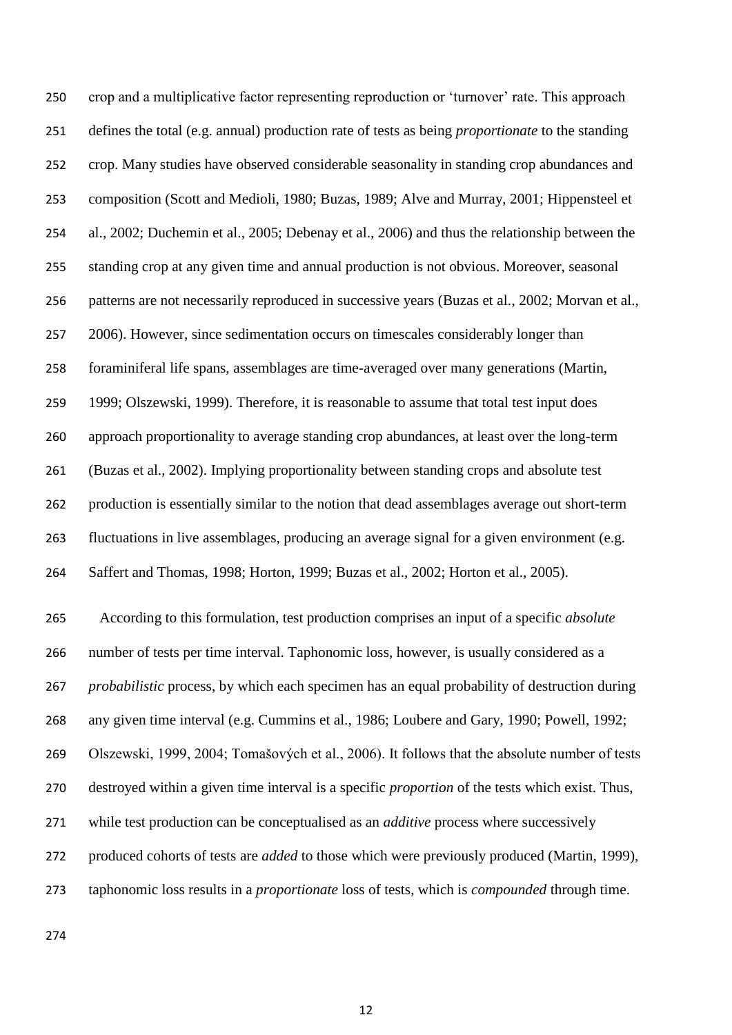crop and a multiplicative factor representing reproduction or 'turnover' rate. This approach defines the total (e.g. annual) production rate of tests as being *proportionate* to the standing crop. Many studies have observed considerable seasonality in standing crop abundances and composition (Scott and Medioli, 1980; Buzas, 1989; Alve and Murray, 2001; Hippensteel et al., 2002; Duchemin et al., 2005; Debenay et al., 2006) and thus the relationship between the standing crop at any given time and annual production is not obvious. Moreover, seasonal patterns are not necessarily reproduced in successive years (Buzas et al., 2002; Morvan et al., 2006). However, since sedimentation occurs on timescales considerably longer than foraminiferal life spans, assemblages are time-averaged over many generations (Martin, 1999; Olszewski, 1999). Therefore, it is reasonable to assume that total test input does approach proportionality to average standing crop abundances, at least over the long-term (Buzas et al., 2002). Implying proportionality between standing crops and absolute test production is essentially similar to the notion that dead assemblages average out short-term fluctuations in live assemblages, producing an average signal for a given environment (e.g. Saffert and Thomas, 1998; Horton, 1999; Buzas et al., 2002; Horton et al., 2005).

According to this formulation, test production comprises an input of a specific *absolute* number of tests per time interval. Taphonomic loss, however, is usually considered as a *probabilistic* process, by which each specimen has an equal probability of destruction during any given time interval (e.g. Cummins et al., 1986; Loubere and Gary, 1990; Powell, 1992; Olszewski, 1999, 2004; Tomašových et al., 2006). It follows that the absolute number of tests destroyed within a given time interval is a specific *proportion* of the tests which exist. Thus, while test production can be conceptualised as an *additive* process where successively produced cohorts of tests are *added* to those which were previously produced (Martin, 1999), taphonomic loss results in a *proportionate* loss of tests, which is *compounded* through time.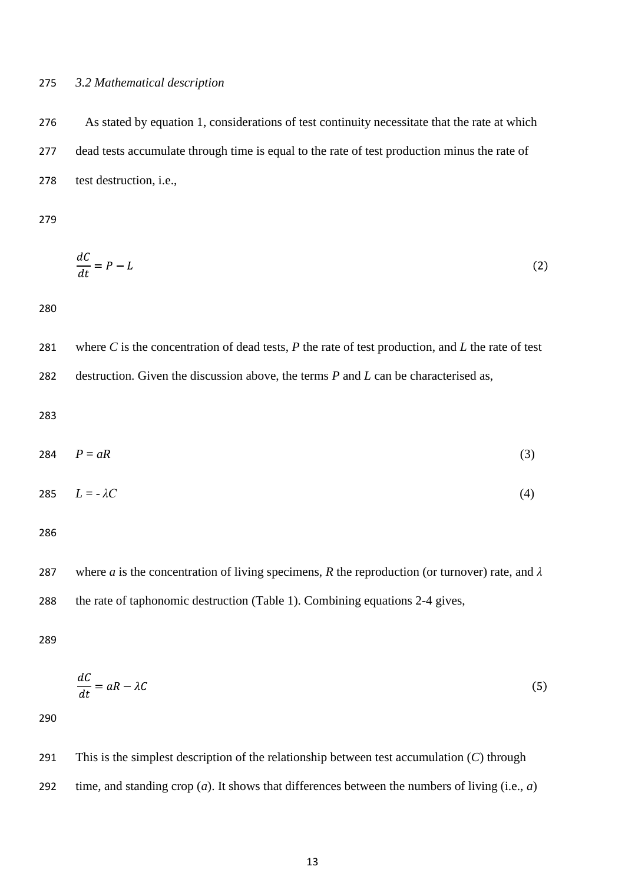### *3.2 Mathematical description*

As stated by equation 1, considerations of test continuity necessitate that the rate at which dead tests accumulate through time is equal to the rate of test production minus the rate of test destruction, i.e.,

$$\frac{dC}{dt} = P - L \tag{2}$$

where $C$ is the concentration of dead tests, $P$ the rate of test production, and $L$ the rate of test destruction. Given the discussion above, the terms $P$ and $L$ can be characterised as,

$$P = aR \tag{3}$$

$$L = -\lambda C \tag{4}$$

where $a$ is the concentration of living specimens, $R$ the reproduction (or turnover) rate, and $\lambda$ the rate of taphonomic destruction (Table 1). Combining equations 2-4 gives,

$$\frac{dC}{dt} = aR - \lambda C \tag{5}$$

This is the simplest description of the relationship between test accumulation ($C$) through time, and standing crop ($a$). It shows that differences between the numbers of living (i.e., $a$)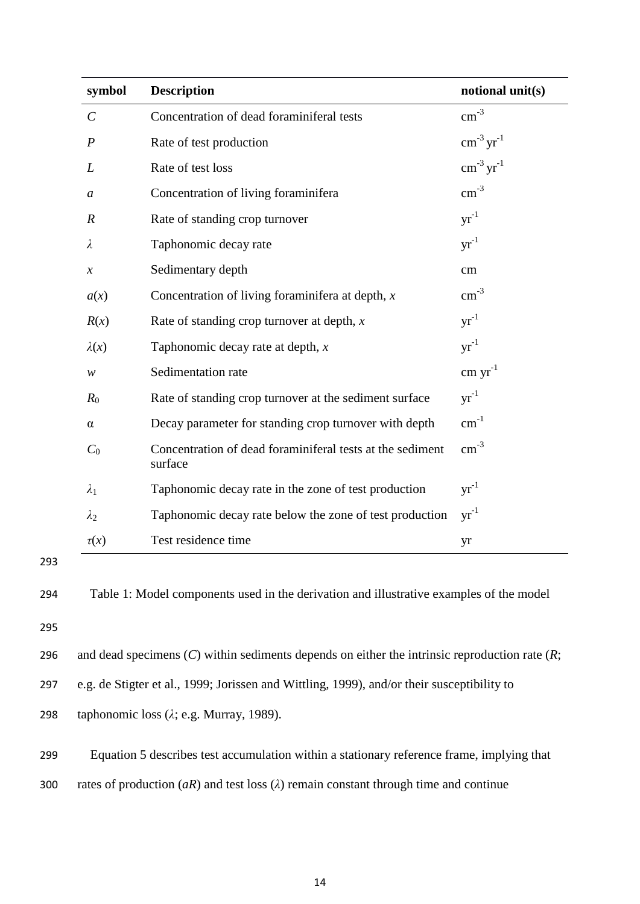| symbol | Description | notional unit(s) |
|---|---|---|
| $C$ | Concentration of dead foraminiferal tests | $cm^{-3}$ |
| $P$ | Rate of test production | $cm^{-3}\ yr^{-1}$ |
| $L$ | Rate of test loss | $cm^{-3}\ yr^{-1}$ |
| $a$ | Concentration of living foraminifera | $cm^{-3}$ |
| $R$ | Rate of standing crop turnover | $yr^{-1}$ |
| $\lambda$ | Taphonomic decay rate | $yr^{-1}$ |
| $x$ | Sedimentary depth | cm |
| $a(x)$ | Concentration of living foraminifera at depth, $x$ | $cm^{-3}$ |
| $R(x)$ | Rate of standing crop turnover at depth, $x$ | $yr^{-1}$ |
| $\lambda(x)$ | Taphonomic decay rate at depth, $x$ | $yr^{-1}$ |
| $w$ | Sedimentation rate | $cm\ yr^{-1}$ |
| $R_0$ | Rate of standing crop turnover at the sediment surface | $yr^{-1}$ |
| $\alpha$ | Decay parameter for standing crop turnover with depth | $cm^{-1}$ |
| $C_0$ | Concentration of dead foraminiferal tests at the sediment surface | $cm^{-3}$ |
| $\lambda_1$ | Taphonomic decay rate in the zone of test production | $yr^{-1}$ |
| $\lambda_2$ | Taphonomic decay rate below the zone of test production | $yr^{-1}$ |
| $\tau(x)$ | Test residence time | yr |

Table 1: Model components used in the derivation and illustrative examples of the model

and dead specimens ($C$) within sediments depends on either the intrinsic reproduction rate ($R$; e.g. de Stigter et al., 1999; Jorissen and Wittling, 1999), and/or their susceptibility to taphonomic loss ($\lambda$; e.g. Murray, 1989).

Equation 5 describes test accumulation within a stationary reference frame, implying that rates of production ($aR$) and test loss ($\lambda$) remain constant through time and continue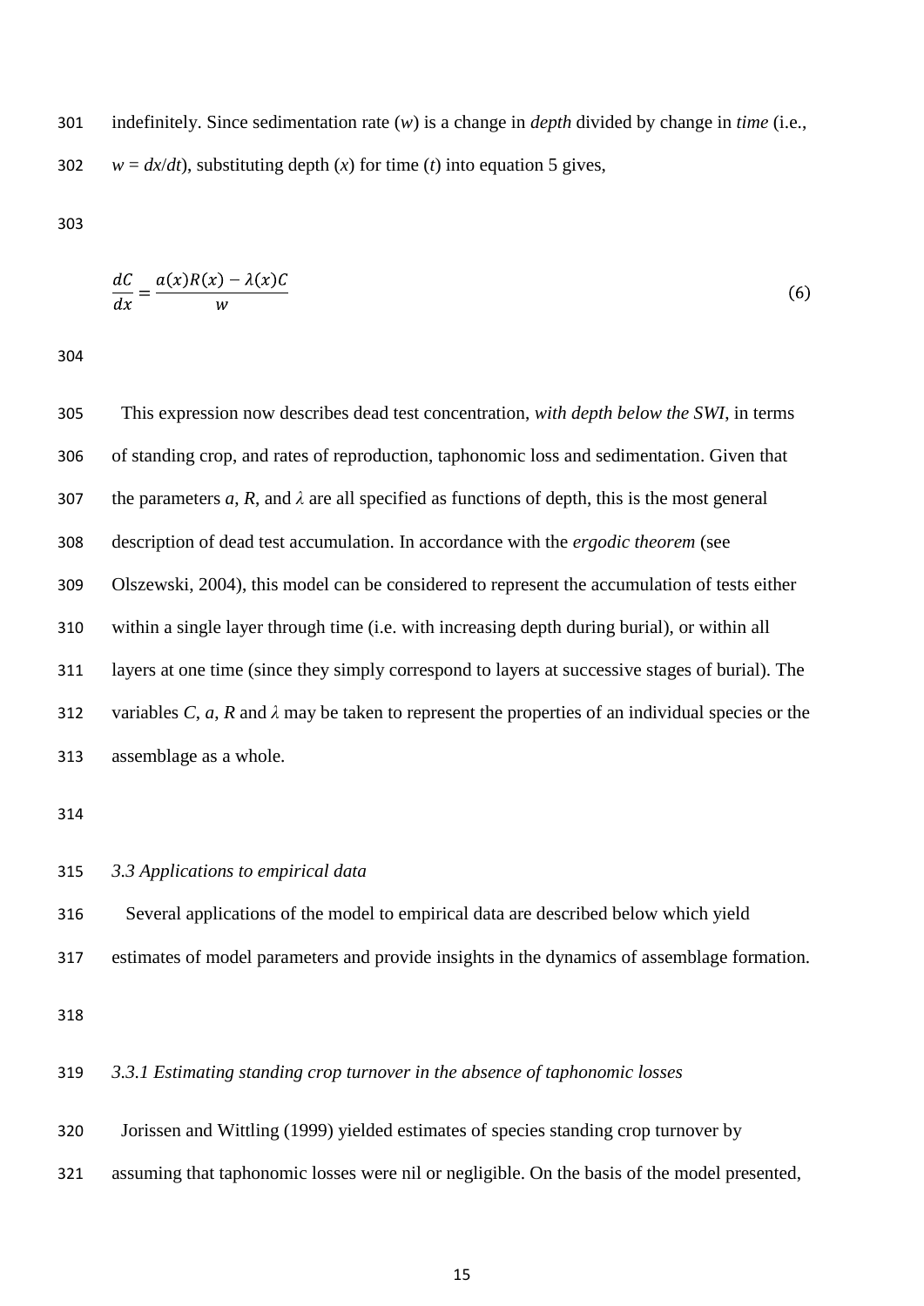indefinitely. Since sedimentation rate ($w$) is a change in *depth* divided by change in *time* (i.e., $w = dx/dt$), substituting depth ($x$) for time ($t$) into equation 5 gives,

$$\frac{dC}{dx} = \frac{a(x)R(x) - \lambda(x)C}{w} \tag{6}$$

This expression now describes dead test concentration, *with depth below the SWI*, in terms of standing crop, and rates of reproduction, taphonomic loss and sedimentation. Given that the parameters $a$, $R$, and $\lambda$ are all specified as functions of depth, this is the most general description of dead test accumulation. In accordance with the *ergodic theorem* (see Olszewski, 2004), this model can be considered to represent the accumulation of tests either within a single layer through time (i.e. with increasing depth during burial), or within all layers at one time (since they simply correspond to layers at successive stages of burial). The variables $C$, $a$, $R$ and $\lambda$ may be taken to represent the properties of an individual species or the assemblage as a whole.

### *3.3 Applications to empirical data*

Several applications of the model to empirical data are described below which yield estimates of model parameters and provide insights in the dynamics of assemblage formation.

#### *3.3.1 Estimating standing crop turnover in the absence of taphonomic losses*

Jorissen and Wittling (1999) yielded estimates of species standing crop turnover by assuming that taphonomic losses were nil or negligible. On the basis of the model presented,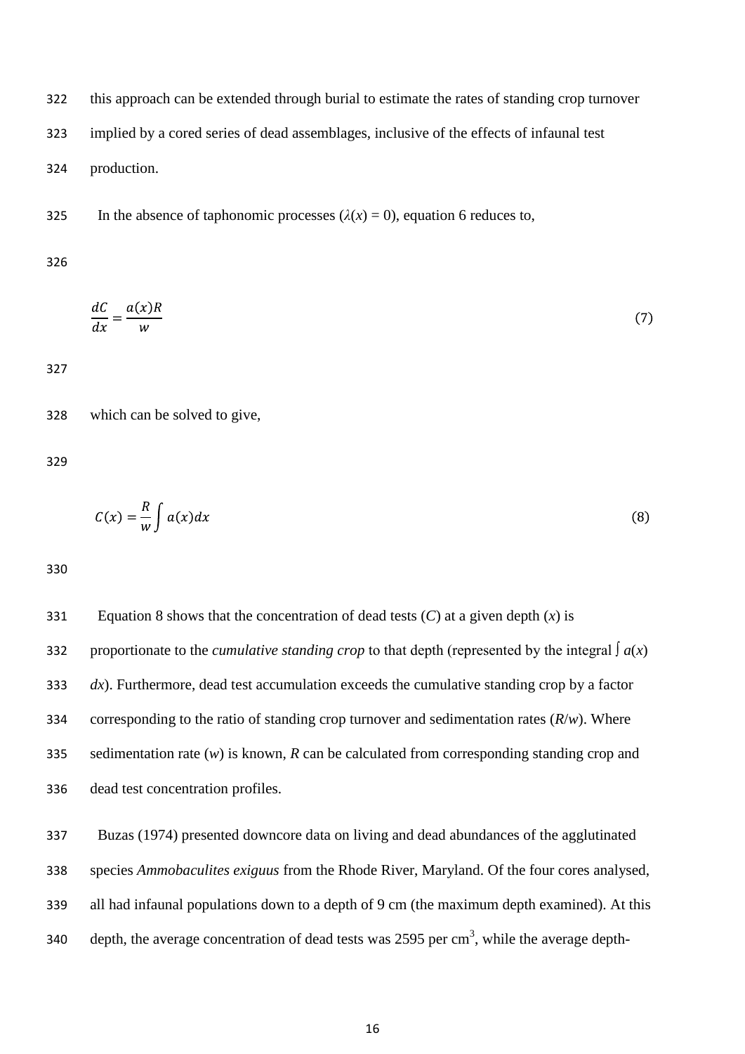this approach can be extended through burial to estimate the rates of standing crop turnover implied by a cored series of dead assemblages, inclusive of the effects of infaunal test production.

In the absence of taphonomic processes ($\lambda(x) = 0$), equation 6 reduces to,

$$\frac{dC}{dx} = \frac{a(x)R}{w} \tag{7}$$

which can be solved to give,

$$C(x) = \frac{R}{w}\int a(x)dx \tag{8}$$

Equation 8 shows that the concentration of dead tests ($C$) at a given depth ($x$) is proportionate to the *cumulative standing crop* to that depth (represented by the integral $\int a(x)\,dx$). Furthermore, dead test accumulation exceeds the cumulative standing crop by a factor corresponding to the ratio of standing crop turnover and sedimentation rates ($R/w$). Where sedimentation rate ($w$) is known, $R$ can be calculated from corresponding standing crop and dead test concentration profiles.

Buzas (1974) presented downcore data on living and dead abundances of the agglutinated species *Ammobaculites exiguus* from the Rhode River, Maryland. Of the four cores analysed, all had infaunal populations down to a depth of 9 cm (the maximum depth examined). At this depth, the average concentration of dead tests was 2595 per $cm^3$, while the average depth-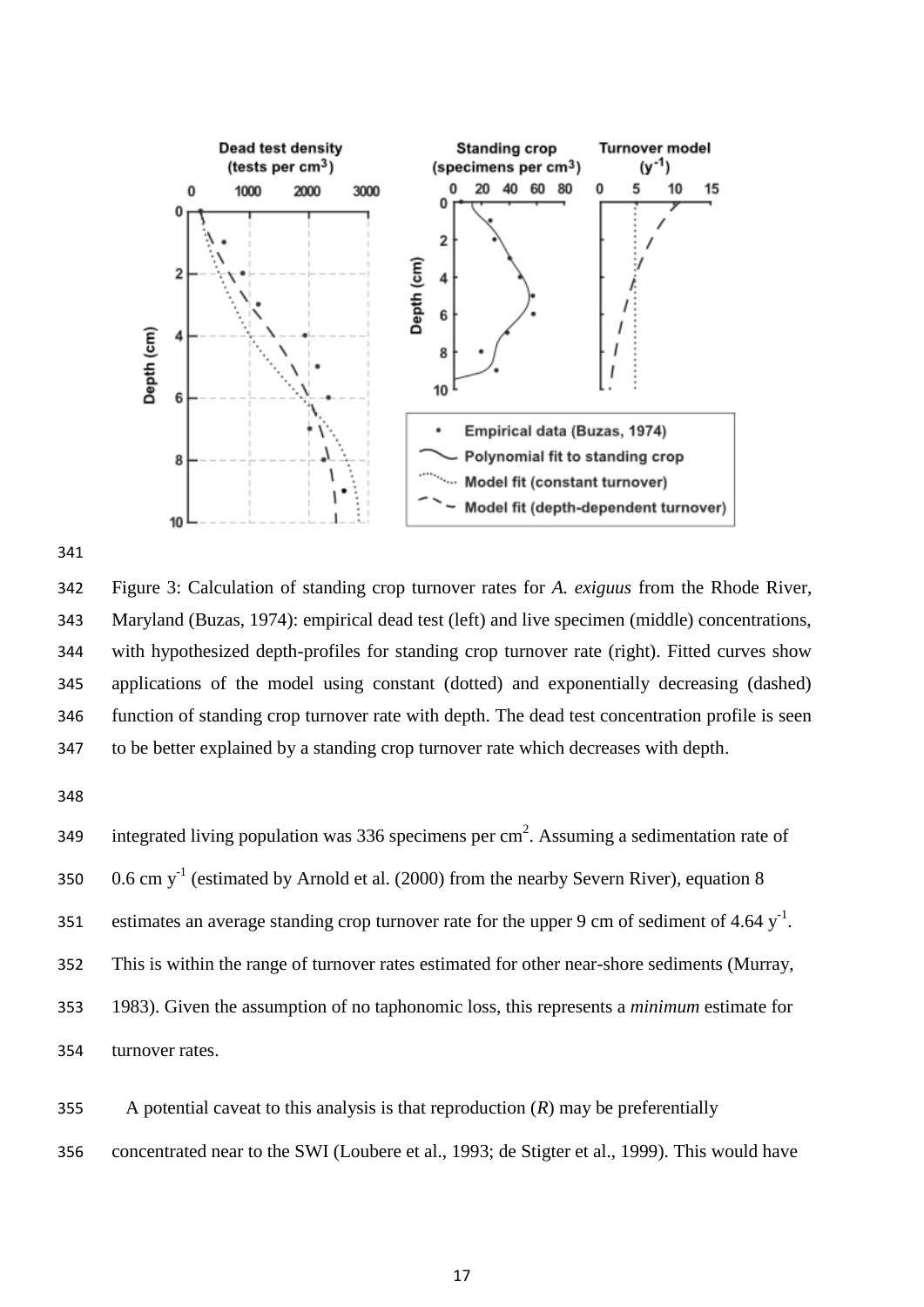Figure 3: Calculation of standing crop turnover rates for *A. exiguus* from the Rhode River, Maryland (Buzas, 1974): empirical dead test (left) and live specimen (middle) concentrations, with hypothesized depth-profiles for standing crop turnover rate (right). Fitted curves show applications of the model using constant (dotted) and exponentially decreasing (dashed) function of standing crop turnover rate with depth. The dead test concentration profile is seen to be better explained by a standing crop turnover rate which decreases with depth.

integrated living population was 336 specimens per $cm^2$. Assuming a sedimentation rate of 0.6 cm $y^{-1}$ (estimated by Arnold et al. (2000) from the nearby Severn River), equation 8 estimates an average standing crop turnover rate for the upper 9 cm of sediment of 4.64 $y^{-1}$. This is within the range of turnover rates estimated for other near-shore sediments (Murray, 1983). Given the assumption of no taphonomic loss, this represents a *minimum* estimate for turnover rates.

A potential caveat to this analysis is that reproduction ($R$) may be preferentially concentrated near to the SWI (Loubere et al., 1993; de Stigter et al., 1999). This would have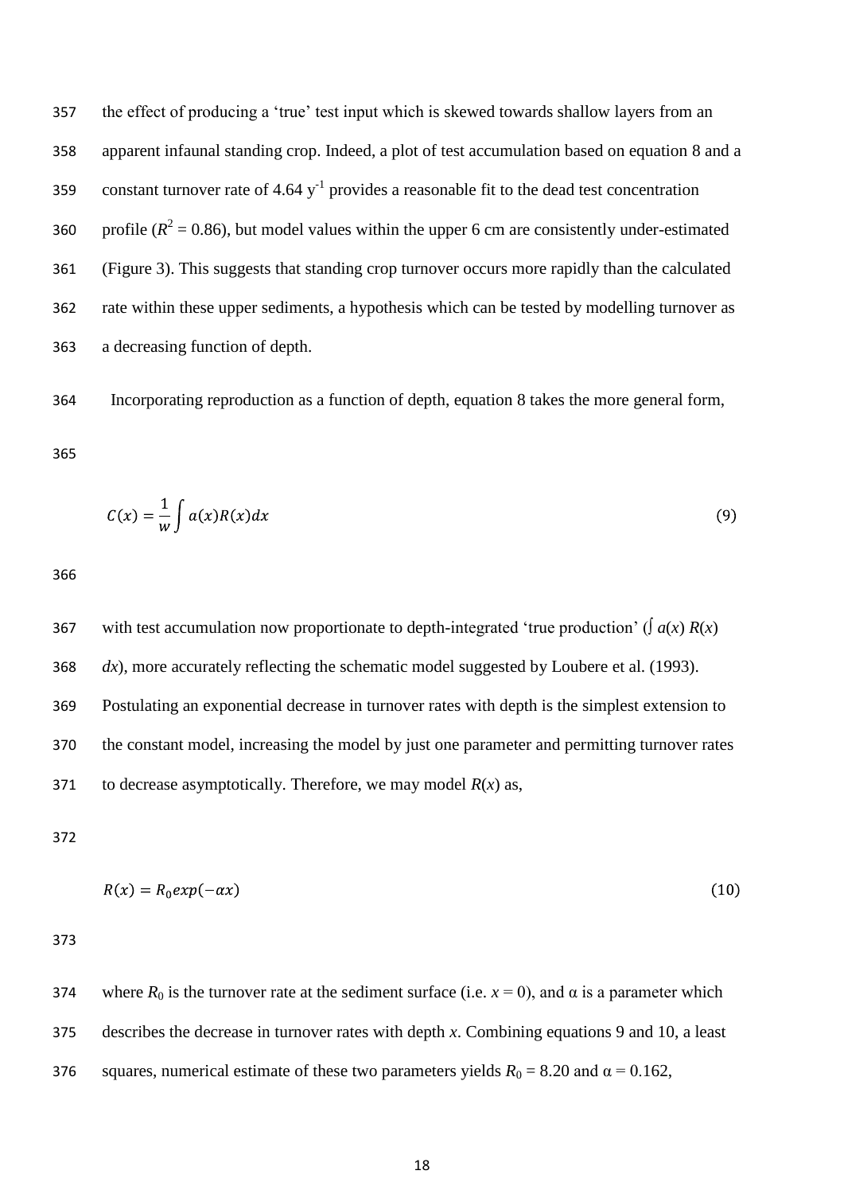the effect of producing a 'true' test input which is skewed towards shallow layers from an apparent infaunal standing crop. Indeed, a plot of test accumulation based on equation 8 and a constant turnover rate of 4.64 $y^{-1}$ provides a reasonable fit to the dead test concentration profile ($R^2 = 0.86$), but model values within the upper 6 cm are consistently under-estimated (Figure 3). This suggests that standing crop turnover occurs more rapidly than the calculated rate within these upper sediments, a hypothesis which can be tested by modelling turnover as a decreasing function of depth.

Incorporating reproduction as a function of depth, equation 8 takes the more general form,

$$C(x) = \frac{1}{w} \int a(x) R(x) dx \tag{9}$$

with test accumulation now proportionate to depth-integrated 'true production' ($\int a(x)\, R(x)\, dx$), more accurately reflecting the schematic model suggested by Loubere et al. (1993). Postulating an exponential decrease in turnover rates with depth is the simplest extension to the constant model, increasing the model by just one parameter and permitting turnover rates to decrease asymptotically. Therefore, we may model $R(x)$ as,

$$R(x) = R_0 exp(-\alpha x) \tag{10}$$

where $R_0$ is the turnover rate at the sediment surface (i.e. $x = 0$), and $\alpha$ is a parameter which describes the decrease in turnover rates with depth $x$. Combining equations 9 and 10, a least squares, numerical estimate of these two parameters yields $R_0 = 8.20$ and $\alpha = 0.162$,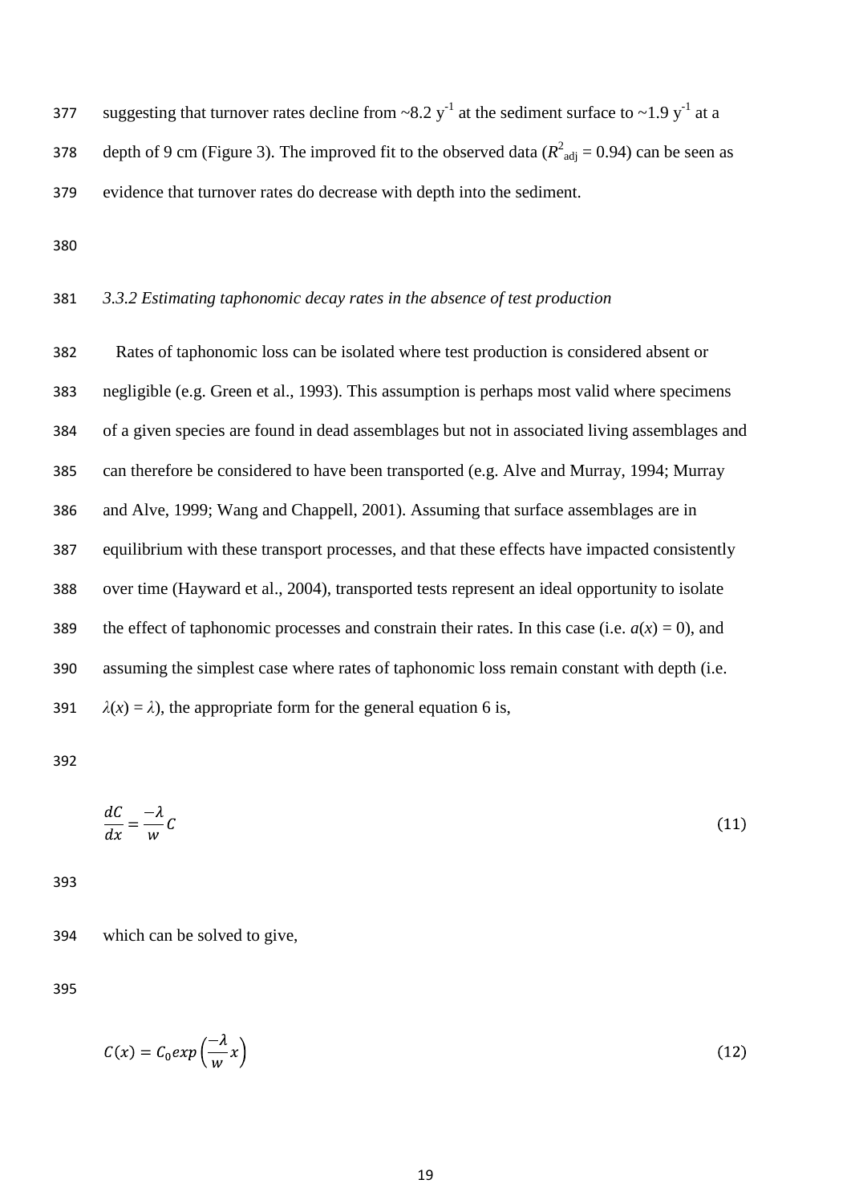suggesting that turnover rates decline from ~8.2 $y^{-1}$ at the sediment surface to ~1.9 $y^{-1}$ at a depth of 9 cm (Figure 3). The improved fit to the observed data ($R^2_{adj}$ = 0.94) can be seen as evidence that turnover rates do decrease with depth into the sediment.

### *3.3.2 Estimating taphonomic decay rates in the absence of test production*

Rates of taphonomic loss can be isolated where test production is considered absent or negligible (e.g. Green et al., 1993). This assumption is perhaps most valid where specimens of a given species are found in dead assemblages but not in associated living assemblages and can therefore be considered to have been transported (e.g. Alve and Murray, 1994; Murray and Alve, 1999; Wang and Chappell, 2001). Assuming that surface assemblages are in equilibrium with these transport processes, and that these effects have impacted consistently over time (Hayward et al., 2004), transported tests represent an ideal opportunity to isolate the effect of taphonomic processes and constrain their rates. In this case (i.e. $a(x) = 0$), and assuming the simplest case where rates of taphonomic loss remain constant with depth (i.e. $\lambda(x) = \lambda$), the appropriate form for the general equation 6 is,

$$\frac{dC}{dx} = \frac{-\lambda}{w} C \tag{11}$$

which can be solved to give,

$$C(x) = C_0 exp\left(\frac{-\lambda}{w} x\right) \tag{12}$$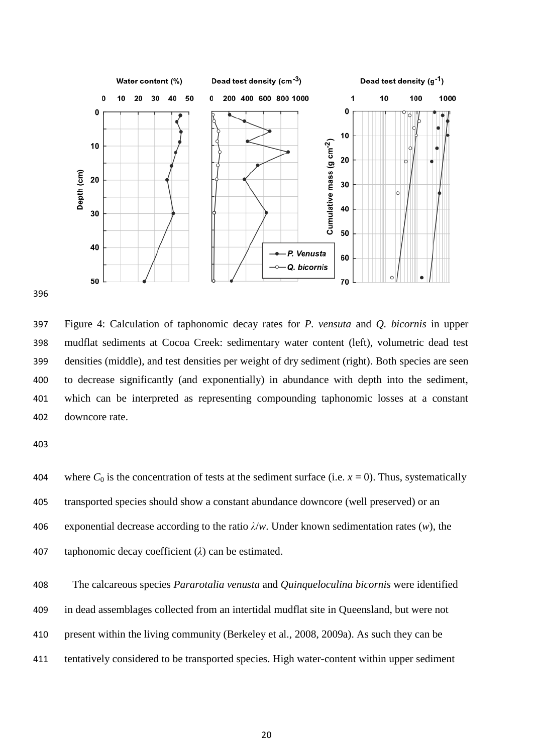Figure 4: Calculation of taphonomic decay rates for *P. vensuta* and *Q. bicornis* in upper mudflat sediments at Cocoa Creek: sedimentary water content (left), volumetric dead test densities (middle), and test densities per weight of dry sediment (right). Both species are seen to decrease significantly (and exponentially) in abundance with depth into the sediment, which can be interpreted as representing compounding taphonomic losses at a constant downcore rate.

where $C_0$ is the concentration of tests at the sediment surface (i.e. $x = 0$). Thus, systematically transported species should show a constant abundance downcore (well preserved) or an exponential decrease according to the ratio $\lambda/w$. Under known sedimentation rates ($w$), the taphonomic decay coefficient ($\lambda$) can be estimated.

The calcareous species *Pararotalia venusta* and *Quinqueloculina bicornis* were identified in dead assemblages collected from an intertidal mudflat site in Queensland, but were not present within the living community (Berkeley et al., 2008, 2009a). As such they can be tentatively considered to be transported species. High water-content within upper sediment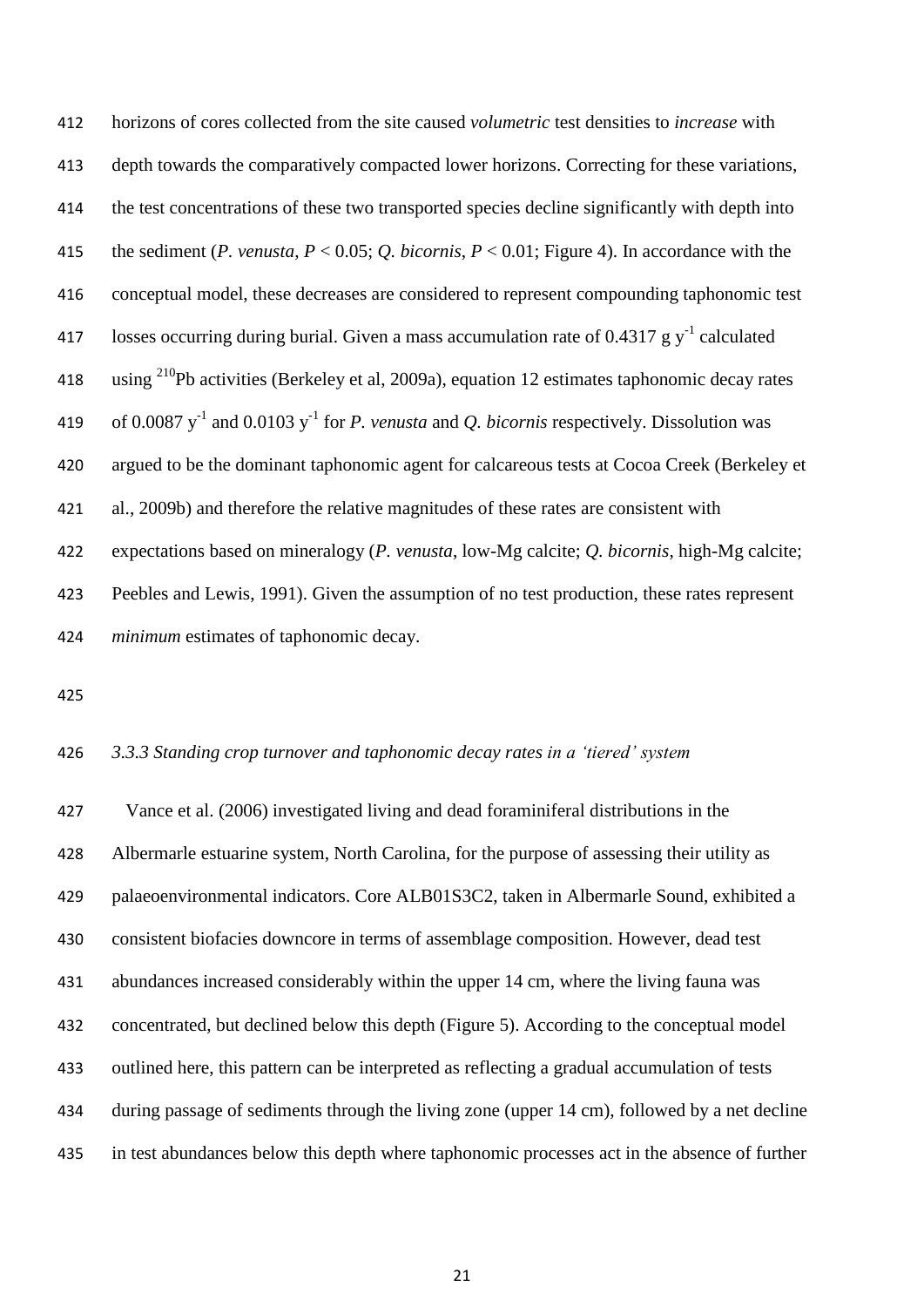horizons of cores collected from the site caused *volumetric* test densities to *increase* with depth towards the comparatively compacted lower horizons. Correcting for these variations, the test concentrations of these two transported species decline significantly with depth into the sediment (*P. venusta*, $P < 0.05$; *Q. bicornis*, $P < 0.01$; Figure 4). In accordance with the conceptual model, these decreases are considered to represent compounding taphonomic test losses occurring during burial. Given a mass accumulation rate of 0.4317 g $y^{-1}$ calculated using $^{210}Pb$ activities (Berkeley et al, 2009a), equation 12 estimates taphonomic decay rates of 0.0087 $y^{-1}$ and 0.0103 $y^{-1}$ for *P. venusta* and *Q. bicornis* respectively. Dissolution was argued to be the dominant taphonomic agent for calcareous tests at Cocoa Creek (Berkeley et al., 2009b) and therefore the relative magnitudes of these rates are consistent with expectations based on mineralogy (*P. venusta*, low-Mg calcite; *Q. bicornis*, high-Mg calcite; Peebles and Lewis, 1991). Given the assumption of no test production, these rates represent *minimum* estimates of taphonomic decay.

### *3.3.3 Standing crop turnover and taphonomic decay rates in a 'tiered' system*

Vance et al. (2006) investigated living and dead foraminiferal distributions in the Albermarle estuarine system, North Carolina, for the purpose of assessing their utility as palaeoenvironmental indicators. Core ALB01S3C2, taken in Albermarle Sound, exhibited a consistent biofacies downcore in terms of assemblage composition. However, dead test abundances increased considerably within the upper 14 cm, where the living fauna was concentrated, but declined below this depth (Figure 5). According to the conceptual model outlined here, this pattern can be interpreted as reflecting a gradual accumulation of tests during passage of sediments through the living zone (upper 14 cm), followed by a net decline in test abundances below this depth where taphonomic processes act in the absence of further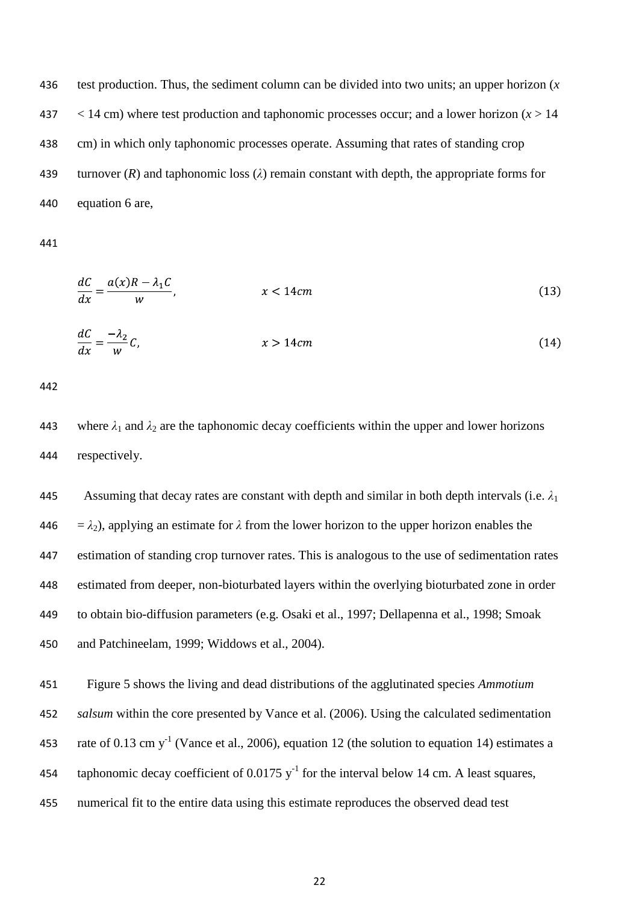test production. Thus, the sediment column can be divided into two units; an upper horizon ($x$ < 14 cm) where test production and taphonomic processes occur; and a lower horizon ($x$ > 14 cm) in which only taphonomic processes operate. Assuming that rates of standing crop turnover ($R$) and taphonomic loss ($\lambda$) remain constant with depth, the appropriate forms for equation 6 are,

$$\frac{dC}{dx} = \frac{a(x)R - \lambda_1 C}{w}, \qquad x < 14cm \tag{13}$$

$$\frac{dC}{dx} = \frac{-\lambda_2}{w}C, \qquad x > 14cm \tag{14}$$

where $\lambda_1$ and $\lambda_2$ are the taphonomic decay coefficients within the upper and lower horizons respectively.

Assuming that decay rates are constant with depth and similar in both depth intervals (i.e. $\lambda_1 = \lambda_2$), applying an estimate for $\lambda$ from the lower horizon to the upper horizon enables the estimation of standing crop turnover rates. This is analogous to the use of sedimentation rates estimated from deeper, non-bioturbated layers within the overlying bioturbated zone in order to obtain bio-diffusion parameters (e.g. Osaki et al., 1997; Dellapenna et al., 1998; Smoak and Patchineelam, 1999; Widdows et al., 2004).

Figure 5 shows the living and dead distributions of the agglutinated species *Ammotium salsum* within the core presented by Vance et al. (2006). Using the calculated sedimentation rate of 0.13 cm $y^{-1}$ (Vance et al., 2006), equation 12 (the solution to equation 14) estimates a taphonomic decay coefficient of 0.0175 $y^{-1}$ for the interval below 14 cm. A least squares, numerical fit to the entire data using this estimate reproduces the observed dead test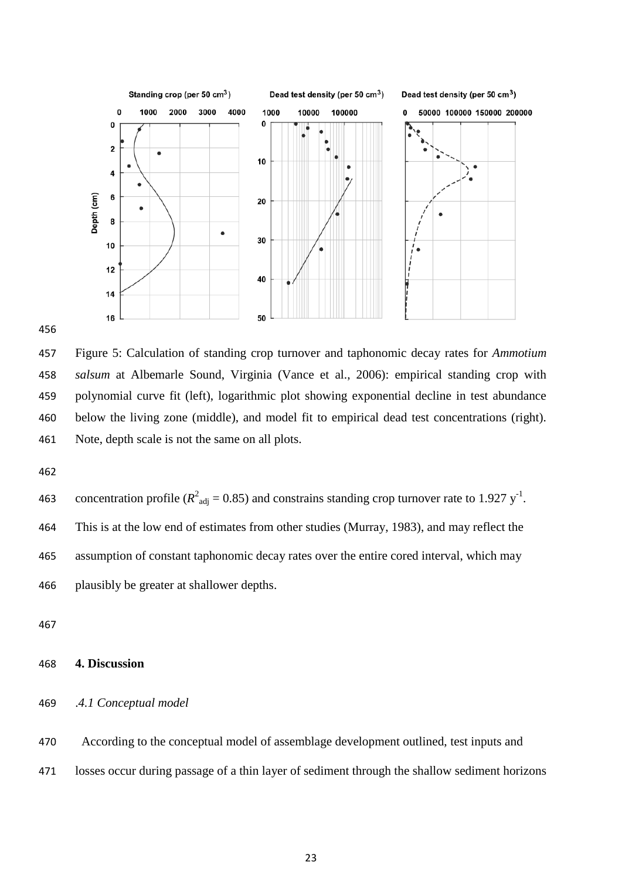Figure 5: Calculation of standing crop turnover and taphonomic decay rates for *Ammotium salsum* at Albemarle Sound, Virginia (Vance et al., 2006): empirical standing crop with polynomial curve fit (left), logarithmic plot showing exponential decline in test abundance below the living zone (middle), and model fit to empirical dead test concentrations (right). Note, depth scale is not the same on all plots.

concentration profile ($R^2_{adj}$ = 0.85) and constrains standing crop turnover rate to 1.927 $y^{-1}$. This is at the low end of estimates from other studies (Murray, 1983), and may reflect the assumption of constant taphonomic decay rates over the entire cored interval, which may plausibly be greater at shallower depths.

## 4. Discussion

### .4.1 Conceptual model

According to the conceptual model of assemblage development outlined, test inputs and losses occur during passage of a thin layer of sediment through the shallow sediment horizons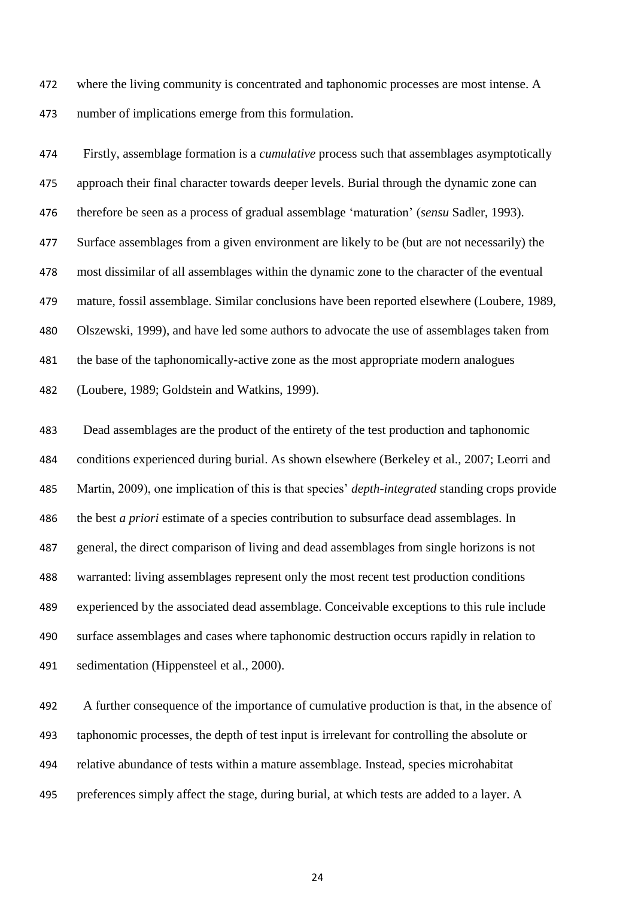where the living community is concentrated and taphonomic processes are most intense. A number of implications emerge from this formulation.

Firstly, assemblage formation is a *cumulative* process such that assemblages asymptotically approach their final character towards deeper levels. Burial through the dynamic zone can therefore be seen as a process of gradual assemblage 'maturation' (*sensu* Sadler, 1993). Surface assemblages from a given environment are likely to be (but are not necessarily) the most dissimilar of all assemblages within the dynamic zone to the character of the eventual mature, fossil assemblage. Similar conclusions have been reported elsewhere (Loubere, 1989, Olszewski, 1999), and have led some authors to advocate the use of assemblages taken from the base of the taphonomically-active zone as the most appropriate modern analogues (Loubere, 1989; Goldstein and Watkins, 1999).

Dead assemblages are the product of the entirety of the test production and taphonomic conditions experienced during burial. As shown elsewhere (Berkeley et al., 2007; Leorri and Martin, 2009), one implication of this is that species' *depth-integrated* standing crops provide the best *a priori* estimate of a species contribution to subsurface dead assemblages. In general, the direct comparison of living and dead assemblages from single horizons is not warranted: living assemblages represent only the most recent test production conditions experienced by the associated dead assemblage. Conceivable exceptions to this rule include surface assemblages and cases where taphonomic destruction occurs rapidly in relation to sedimentation (Hippensteel et al., 2000).

A further consequence of the importance of cumulative production is that, in the absence of taphonomic processes, the depth of test input is irrelevant for controlling the absolute or relative abundance of tests within a mature assemblage. Instead, species microhabitat preferences simply affect the stage, during burial, at which tests are added to a layer. A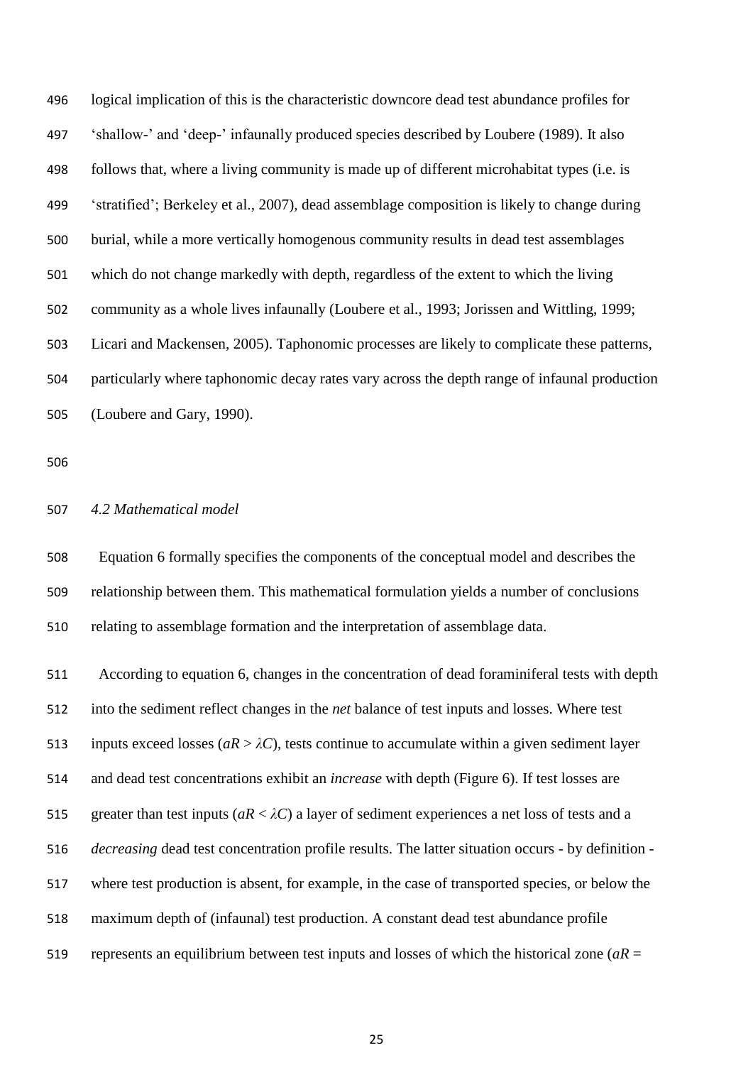logical implication of this is the characteristic downcore dead test abundance profiles for 'shallow-' and 'deep-' infaunally produced species described by Loubere (1989). It also follows that, where a living community is made up of different microhabitat types (i.e. is 'stratified'; Berkeley et al., 2007), dead assemblage composition is likely to change during burial, while a more vertically homogenous community results in dead test assemblages which do not change markedly with depth, regardless of the extent to which the living community as a whole lives infaunally (Loubere et al., 1993; Jorissen and Wittling, 1999; Licari and Mackensen, 2005). Taphonomic processes are likely to complicate these patterns, particularly where taphonomic decay rates vary across the depth range of infaunal production (Loubere and Gary, 1990).

### *4.2 Mathematical model*

Equation 6 formally specifies the components of the conceptual model and describes the relationship between them. This mathematical formulation yields a number of conclusions relating to assemblage formation and the interpretation of assemblage data.

According to equation 6, changes in the concentration of dead foraminiferal tests with depth into the sediment reflect changes in the *net* balance of test inputs and losses. Where test inputs exceed losses ($aR > \lambda C$), tests continue to accumulate within a given sediment layer and dead test concentrations exhibit an *increase* with depth (Figure 6). If test losses are greater than test inputs ($aR < \lambda C$) a layer of sediment experiences a net loss of tests and a *decreasing* dead test concentration profile results. The latter situation occurs - by definition - where test production is absent, for example, in the case of transported species, or below the maximum depth of (infaunal) test production. A constant dead test abundance profile represents an equilibrium between test inputs and losses of which the historical zone ($aR =$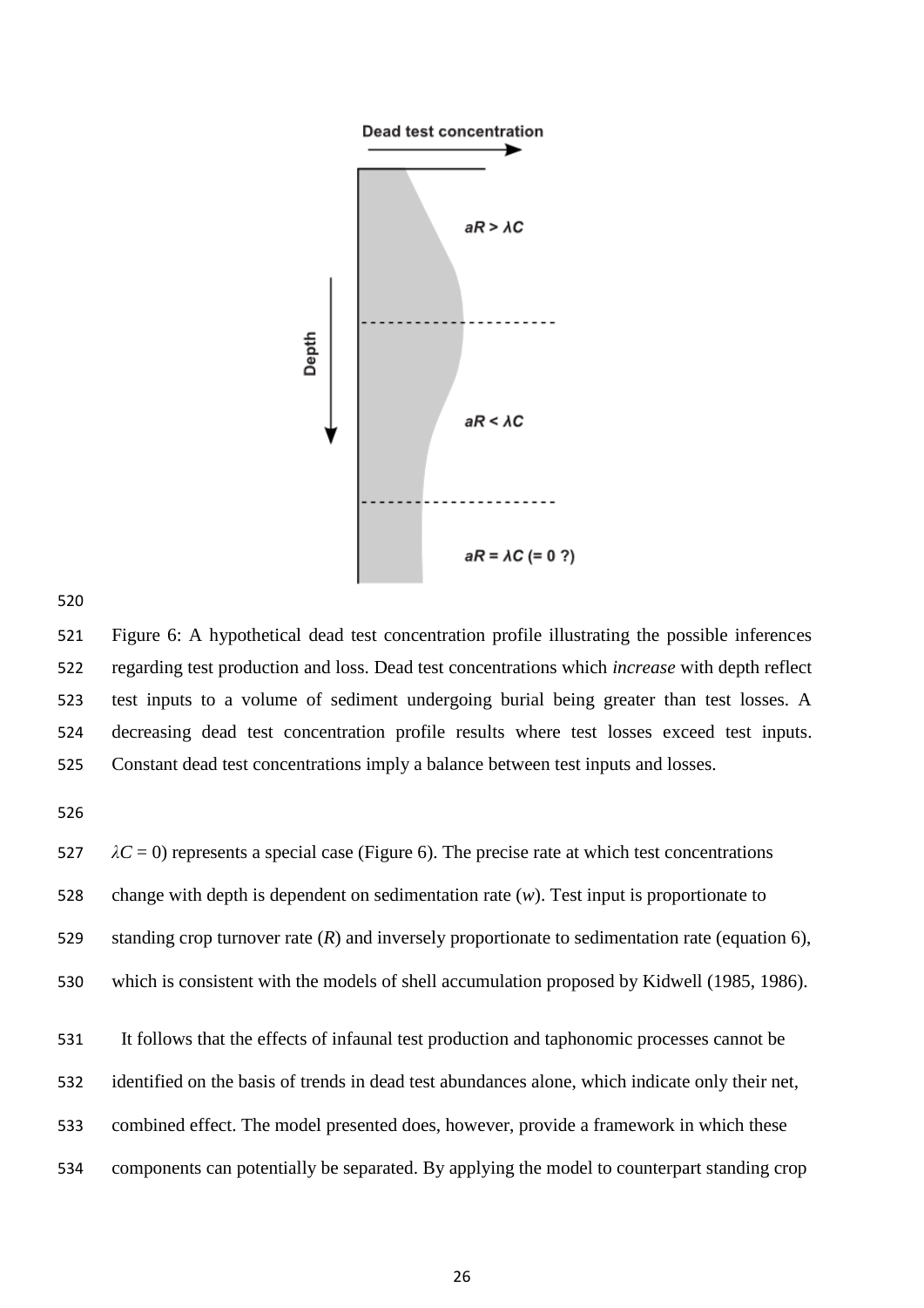Figure 6: A hypothetical dead test concentration profile illustrating the possible inferences regarding test production and loss. Dead test concentrations which *increase* with depth reflect test inputs to a volume of sediment undergoing burial being greater than test losses. A decreasing dead test concentration profile results where test losses exceed test inputs. Constant dead test concentrations imply a balance between test inputs and losses.

$\lambda C = 0$) represents a special case (Figure 6). The precise rate at which test concentrations change with depth is dependent on sedimentation rate ($w$). Test input is proportionate to standing crop turnover rate ($R$) and inversely proportionate to sedimentation rate (equation 6), which is consistent with the models of shell accumulation proposed by Kidwell (1985, 1986).

It follows that the effects of infaunal test production and taphonomic processes cannot be identified on the basis of trends in dead test abundances alone, which indicate only their net, combined effect. The model presented does, however, provide a framework in which these components can potentially be separated. By applying the model to counterpart standing crop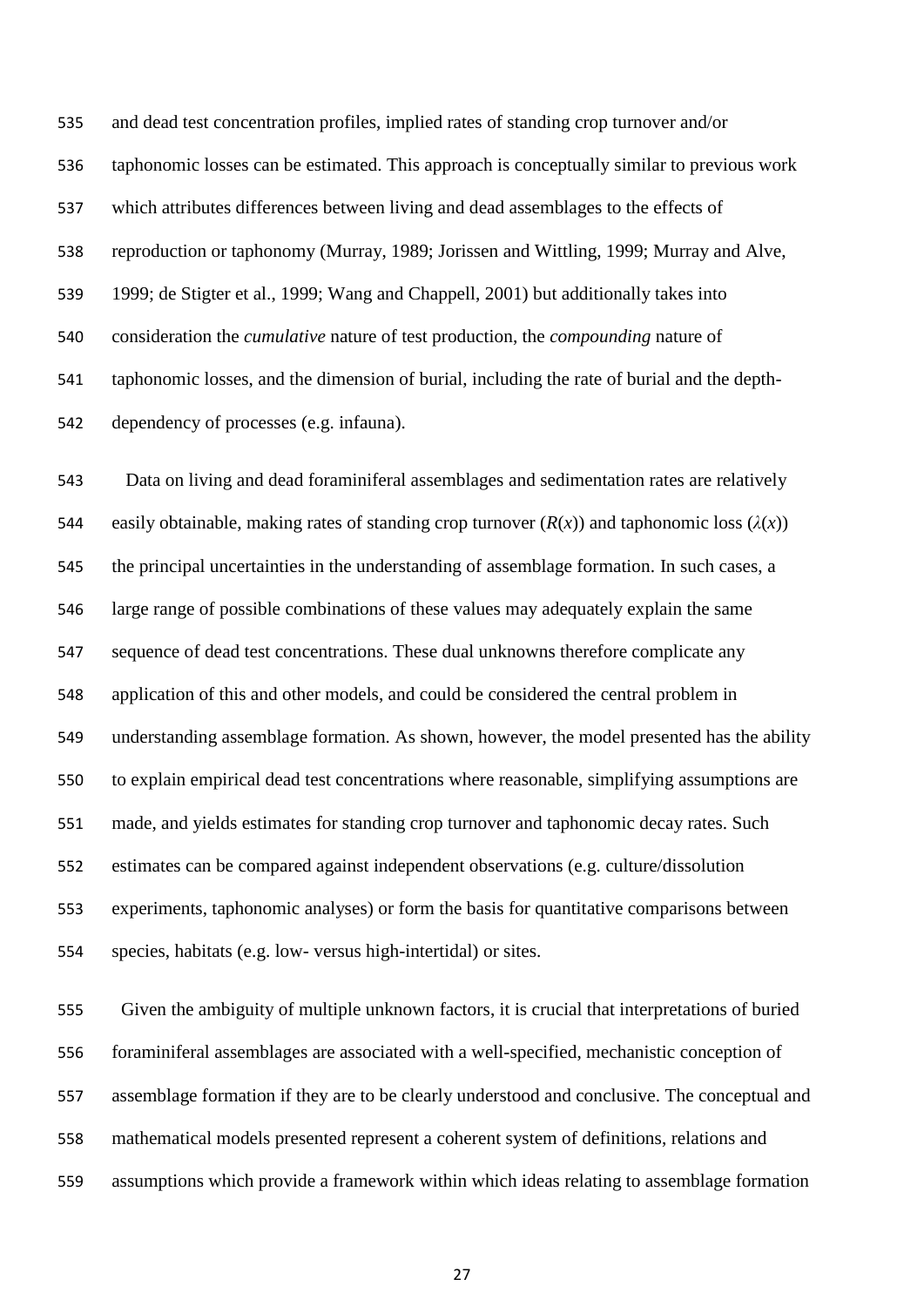and dead test concentration profiles, implied rates of standing crop turnover and/or taphonomic losses can be estimated. This approach is conceptually similar to previous work which attributes differences between living and dead assemblages to the effects of reproduction or taphonomy (Murray, 1989; Jorissen and Wittling, 1999; Murray and Alve, 1999; de Stigter et al., 1999; Wang and Chappell, 2001) but additionally takes into consideration the *cumulative* nature of test production, the *compounding* nature of taphonomic losses, and the dimension of burial, including the rate of burial and the depth-dependency of processes (e.g. infauna).

Data on living and dead foraminiferal assemblages and sedimentation rates are relatively easily obtainable, making rates of standing crop turnover ($R(x)$) and taphonomic loss ($\lambda(x)$) the principal uncertainties in the understanding of assemblage formation. In such cases, a large range of possible combinations of these values may adequately explain the same sequence of dead test concentrations. These dual unknowns therefore complicate any application of this and other models, and could be considered the central problem in understanding assemblage formation. As shown, however, the model presented has the ability to explain empirical dead test concentrations where reasonable, simplifying assumptions are made, and yields estimates for standing crop turnover and taphonomic decay rates. Such estimates can be compared against independent observations (e.g. culture/dissolution experiments, taphonomic analyses) or form the basis for quantitative comparisons between species, habitats (e.g. low- versus high-intertidal) or sites.

Given the ambiguity of multiple unknown factors, it is crucial that interpretations of buried foraminiferal assemblages are associated with a well-specified, mechanistic conception of assemblage formation if they are to be clearly understood and conclusive. The conceptual and mathematical models presented represent a coherent system of definitions, relations and assumptions which provide a framework within which ideas relating to assemblage formation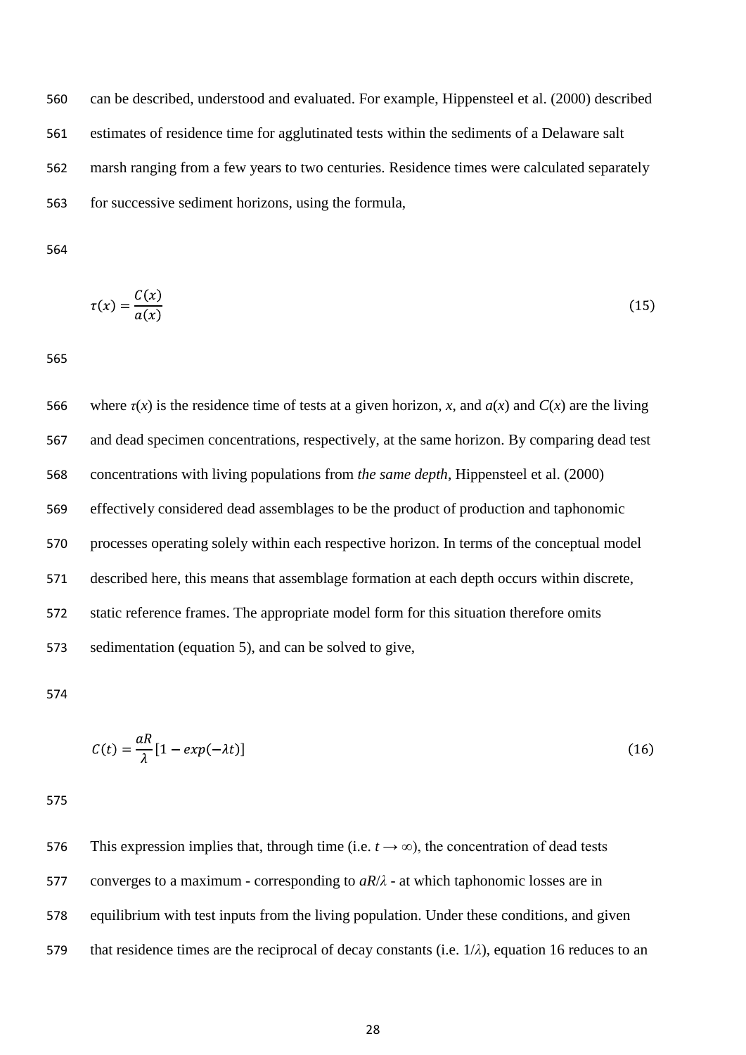can be described, understood and evaluated. For example, Hippensteel et al. (2000) described estimates of residence time for agglutinated tests within the sediments of a Delaware salt marsh ranging from a few years to two centuries. Residence times were calculated separately for successive sediment horizons, using the formula,

$$\tau(x) = \frac{C(x)}{a(x)} \tag{15}$$

where $\tau(x)$ is the residence time of tests at a given horizon, $x$, and $a(x)$ and $C(x)$ are the living and dead specimen concentrations, respectively, at the same horizon. By comparing dead test concentrations with living populations from *the same depth*, Hippensteel et al. (2000) effectively considered dead assemblages to be the product of production and taphonomic processes operating solely within each respective horizon. In terms of the conceptual model described here, this means that assemblage formation at each depth occurs within discrete, static reference frames. The appropriate model form for this situation therefore omits sedimentation (equation 5), and can be solved to give,

$$C(t) = \frac{aR}{\lambda}[1 - exp(-\lambda t)] \tag{16}$$

This expression implies that, through time (i.e. $t \to \infty$), the concentration of dead tests converges to a maximum - corresponding to $aR/\lambda$ - at which taphonomic losses are in equilibrium with test inputs from the living population. Under these conditions, and given that residence times are the reciprocal of decay constants (i.e. $1/\lambda$), equation 16 reduces to an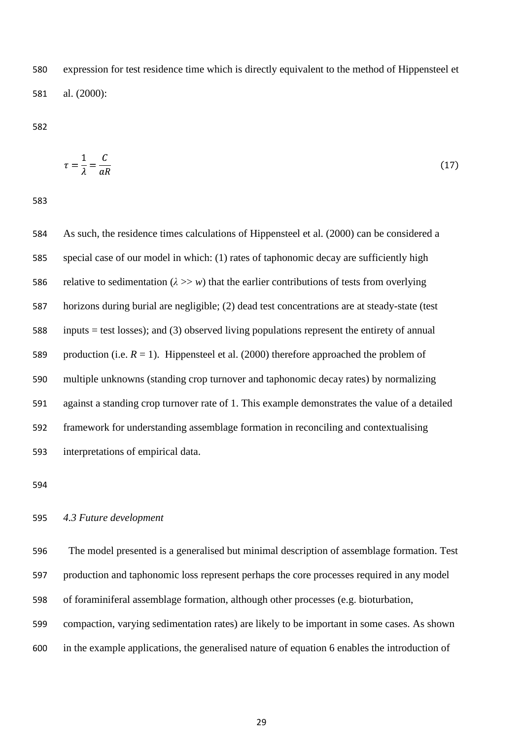expression for test residence time which is directly equivalent to the method of Hippensteel et al. (2000):

$$\tau = \frac{1}{\lambda} = \frac{C}{\alpha R} \tag{17}$$

As such, the residence times calculations of Hippensteel et al. (2000) can be considered a special case of our model in which: (1) rates of taphonomic decay are sufficiently high relative to sedimentation ($\lambda >> w$) that the earlier contributions of tests from overlying horizons during burial are negligible; (2) dead test concentrations are at steady-state (test inputs = test losses); and (3) observed living populations represent the entirety of annual production (i.e. $R = 1$). Hippensteel et al. (2000) therefore approached the problem of multiple unknowns (standing crop turnover and taphonomic decay rates) by normalizing against a standing crop turnover rate of 1. This example demonstrates the value of a detailed framework for understanding assemblage formation in reconciling and contextualising interpretations of empirical data.

*4.3 Future development*

The model presented is a generalised but minimal description of assemblage formation. Test production and taphonomic loss represent perhaps the core processes required in any model of foraminiferal assemblage formation, although other processes (e.g. bioturbation, compaction, varying sedimentation rates) are likely to be important in some cases. As shown in the example applications, the generalised nature of equation 6 enables the introduction of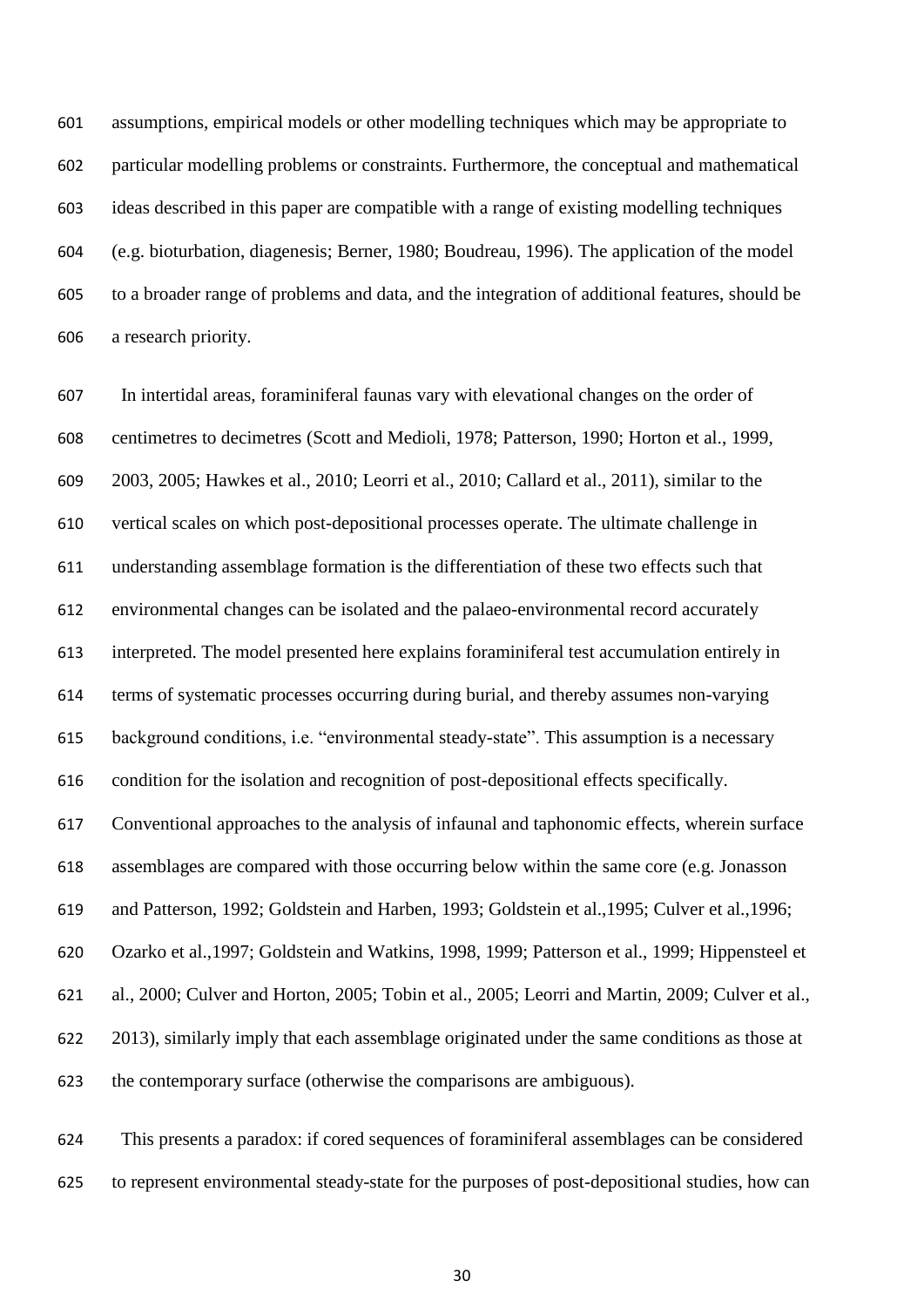assumptions, empirical models or other modelling techniques which may be appropriate to particular modelling problems or constraints. Furthermore, the conceptual and mathematical ideas described in this paper are compatible with a range of existing modelling techniques (e.g. bioturbation, diagenesis; Berner, 1980; Boudreau, 1996). The application of the model to a broader range of problems and data, and the integration of additional features, should be a research priority.

In intertidal areas, foraminiferal faunas vary with elevational changes on the order of centimetres to decimetres (Scott and Medioli, 1978; Patterson, 1990; Horton et al., 1999, 2003, 2005; Hawkes et al., 2010; Leorri et al., 2010; Callard et al., 2011), similar to the vertical scales on which post-depositional processes operate. The ultimate challenge in understanding assemblage formation is the differentiation of these two effects such that environmental changes can be isolated and the palaeo-environmental record accurately interpreted. The model presented here explains foraminiferal test accumulation entirely in terms of systematic processes occurring during burial, and thereby assumes non-varying background conditions, i.e. "environmental steady-state". This assumption is a necessary condition for the isolation and recognition of post-depositional effects specifically. Conventional approaches to the analysis of infaunal and taphonomic effects, wherein surface assemblages are compared with those occurring below within the same core (e.g. Jonasson and Patterson, 1992; Goldstein and Harben, 1993; Goldstein et al.,1995; Culver et al.,1996; Ozarko et al.,1997; Goldstein and Watkins, 1998, 1999; Patterson et al., 1999; Hippensteel et al., 2000; Culver and Horton, 2005; Tobin et al., 2005; Leorri and Martin, 2009; Culver et al., 2013), similarly imply that each assemblage originated under the same conditions as those at the contemporary surface (otherwise the comparisons are ambiguous).

This presents a paradox: if cored sequences of foraminiferal assemblages can be considered to represent environmental steady-state for the purposes of post-depositional studies, how can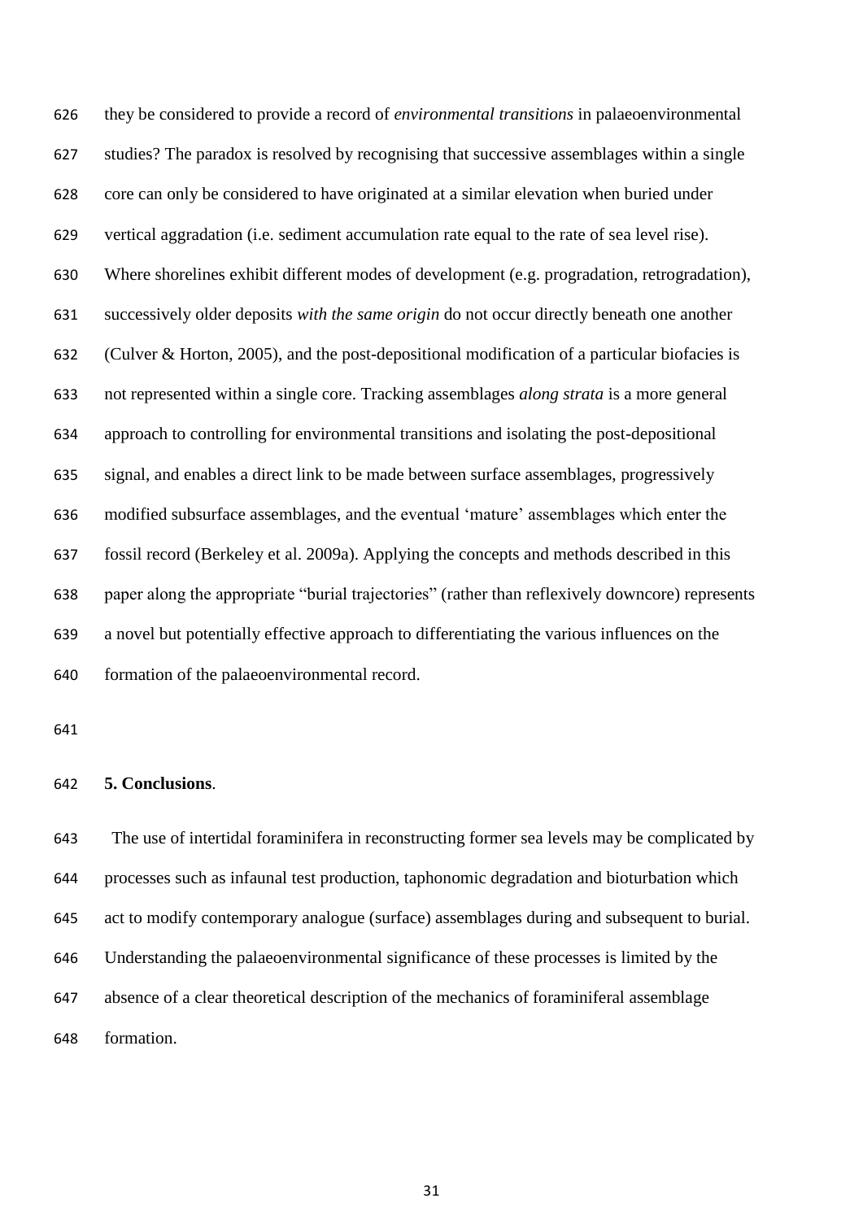they be considered to provide a record of *environmental transitions* in palaeoenvironmental studies? The paradox is resolved by recognising that successive assemblages within a single core can only be considered to have originated at a similar elevation when buried under vertical aggradation (i.e. sediment accumulation rate equal to the rate of sea level rise). Where shorelines exhibit different modes of development (e.g. progradation, retrogradation), successively older deposits *with the same origin* do not occur directly beneath one another (Culver & Horton, 2005), and the post-depositional modification of a particular biofacies is not represented within a single core. Tracking assemblages *along strata* is a more general approach to controlling for environmental transitions and isolating the post-depositional signal, and enables a direct link to be made between surface assemblages, progressively modified subsurface assemblages, and the eventual 'mature' assemblages which enter the fossil record (Berkeley et al. 2009a). Applying the concepts and methods described in this paper along the appropriate "burial trajectories" (rather than reflexively downcore) represents a novel but potentially effective approach to differentiating the various influences on the formation of the palaeoenvironmental record.

## 5. Conclusions.

The use of intertidal foraminifera in reconstructing former sea levels may be complicated by processes such as infaunal test production, taphonomic degradation and bioturbation which act to modify contemporary analogue (surface) assemblages during and subsequent to burial. Understanding the palaeoenvironmental significance of these processes is limited by the absence of a clear theoretical description of the mechanics of foraminiferal assemblage formation.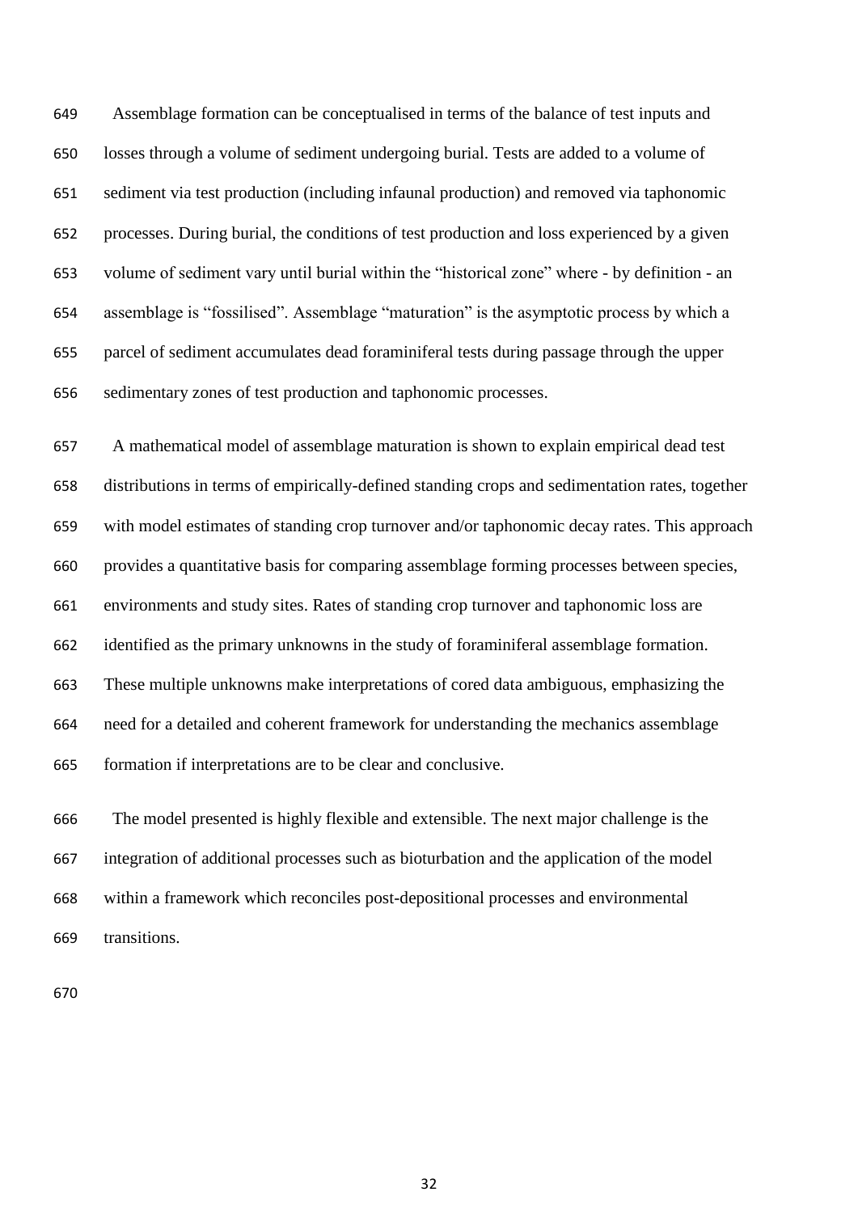Assemblage formation can be conceptualised in terms of the balance of test inputs and losses through a volume of sediment undergoing burial. Tests are added to a volume of sediment via test production (including infaunal production) and removed via taphonomic processes. During burial, the conditions of test production and loss experienced by a given volume of sediment vary until burial within the "historical zone" where - by definition - an assemblage is "fossilised". Assemblage "maturation" is the asymptotic process by which a parcel of sediment accumulates dead foraminiferal tests during passage through the upper sedimentary zones of test production and taphonomic processes.

A mathematical model of assemblage maturation is shown to explain empirical dead test distributions in terms of empirically-defined standing crops and sedimentation rates, together with model estimates of standing crop turnover and/or taphonomic decay rates. This approach provides a quantitative basis for comparing assemblage forming processes between species, environments and study sites. Rates of standing crop turnover and taphonomic loss are identified as the primary unknowns in the study of foraminiferal assemblage formation. These multiple unknowns make interpretations of cored data ambiguous, emphasizing the need for a detailed and coherent framework for understanding the mechanics assemblage formation if interpretations are to be clear and conclusive.

The model presented is highly flexible and extensible. The next major challenge is the integration of additional processes such as bioturbation and the application of the model within a framework which reconciles post-depositional processes and environmental transitions.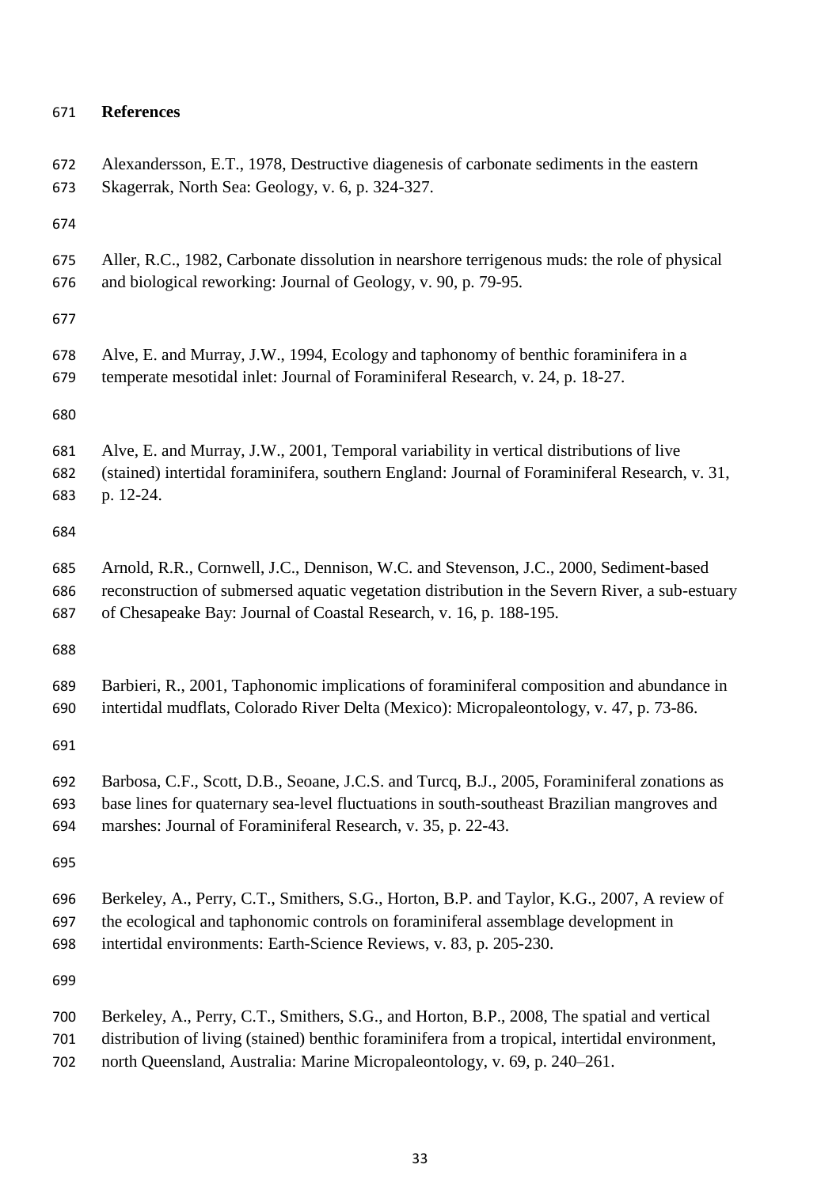# References

Alexandersson, E.T., 1978, Destructive diagenesis of carbonate sediments in the eastern Skagerrak, North Sea: Geology, v. 6, p. 324-327.

Aller, R.C., 1982, Carbonate dissolution in nearshore terrigenous muds: the role of physical and biological reworking: Journal of Geology, v. 90, p. 79-95.

Alve, E. and Murray, J.W., 1994, Ecology and taphonomy of benthic foraminifera in a temperate mesotidal inlet: Journal of Foraminiferal Research, v. 24, p. 18-27.

Alve, E. and Murray, J.W., 2001, Temporal variability in vertical distributions of live (stained) intertidal foraminifera, southern England: Journal of Foraminiferal Research, v. 31, p. 12-24.

Arnold, R.R., Cornwell, J.C., Dennison, W.C. and Stevenson, J.C., 2000, Sediment-based reconstruction of submersed aquatic vegetation distribution in the Severn River, a sub-estuary of Chesapeake Bay: Journal of Coastal Research, v. 16, p. 188-195.

Barbieri, R., 2001, Taphonomic implications of foraminiferal composition and abundance in intertidal mudflats, Colorado River Delta (Mexico): Micropaleontology, v. 47, p. 73-86.

Barbosa, C.F., Scott, D.B., Seoane, J.C.S. and Turcq, B.J., 2005, Foraminiferal zonations as base lines for quaternary sea-level fluctuations in south-southeast Brazilian mangroves and marshes: Journal of Foraminiferal Research, v. 35, p. 22-43.

Berkeley, A., Perry, C.T., Smithers, S.G., Horton, B.P. and Taylor, K.G., 2007, A review of the ecological and taphonomic controls on foraminiferal assemblage development in intertidal environments: Earth-Science Reviews, v. 83, p. 205-230.

Berkeley, A., Perry, C.T., Smithers, S.G., and Horton, B.P., 2008, The spatial and vertical distribution of living (stained) benthic foraminifera from a tropical, intertidal environment, north Queensland, Australia: Marine Micropaleontology, v. 69, p. 240–261.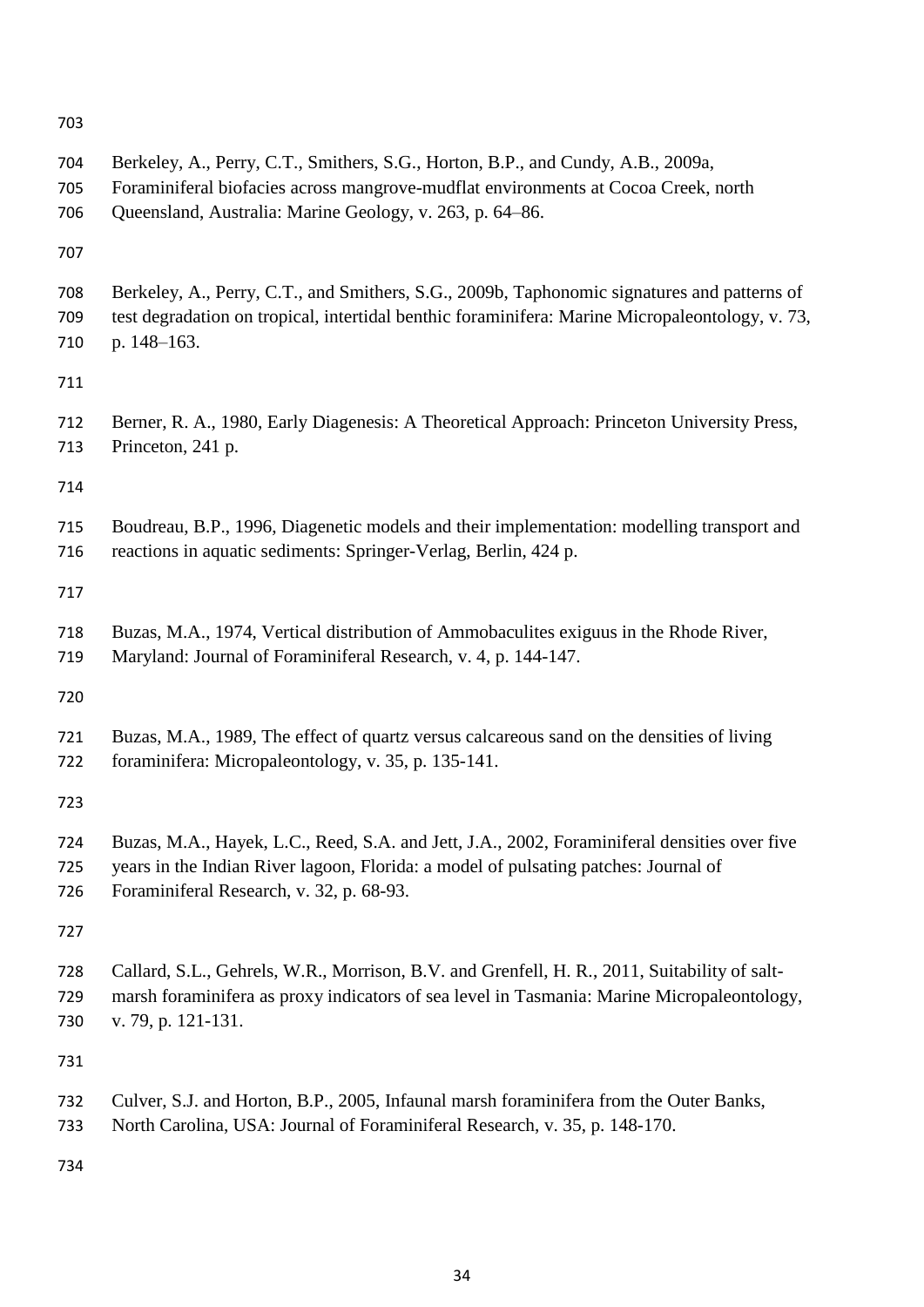Berkeley, A., Perry, C.T., Smithers, S.G., Horton, B.P., and Cundy, A.B., 2009a, Foraminiferal biofacies across mangrove-mudflat environments at Cocoa Creek, north Queensland, Australia: Marine Geology, v. 263, p. 64–86.

Berkeley, A., Perry, C.T., and Smithers, S.G., 2009b, Taphonomic signatures and patterns of test degradation on tropical, intertidal benthic foraminifera: Marine Micropaleontology, v. 73, p. 148–163.

Berner, R. A., 1980, Early Diagenesis: A Theoretical Approach: Princeton University Press, Princeton, 241 p.

Boudreau, B.P., 1996, Diagenetic models and their implementation: modelling transport and reactions in aquatic sediments: Springer-Verlag, Berlin, 424 p.

Buzas, M.A., 1974, Vertical distribution of Ammobaculites exiguus in the Rhode River, Maryland: Journal of Foraminiferal Research, v. 4, p. 144-147.

Buzas, M.A., 1989, The effect of quartz versus calcareous sand on the densities of living foraminifera: Micropaleontology, v. 35, p. 135-141.

Buzas, M.A., Hayek, L.C., Reed, S.A. and Jett, J.A., 2002, Foraminiferal densities over five years in the Indian River lagoon, Florida: a model of pulsating patches: Journal of Foraminiferal Research, v. 32, p. 68-93.

Callard, S.L., Gehrels, W.R., Morrison, B.V. and Grenfell, H. R., 2011, Suitability of salt-marsh foraminifera as proxy indicators of sea level in Tasmania: Marine Micropaleontology, v. 79, p. 121-131.

Culver, S.J. and Horton, B.P., 2005, Infaunal marsh foraminifera from the Outer Banks, North Carolina, USA: Journal of Foraminiferal Research, v. 35, p. 148-170.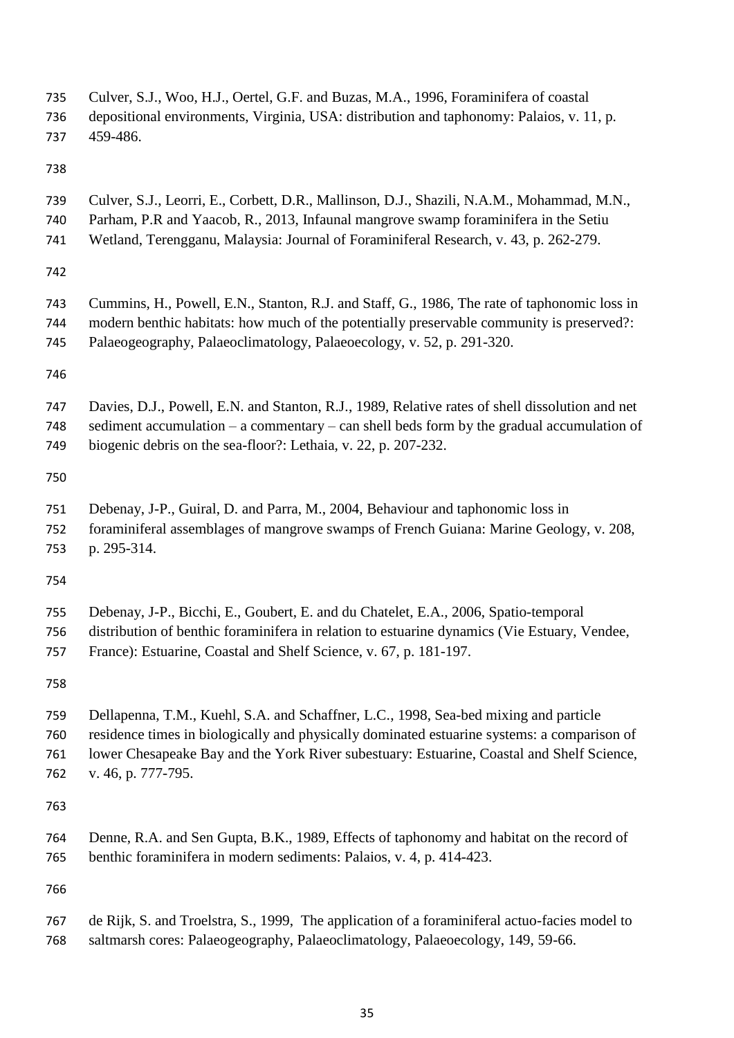Culver, S.J., Woo, H.J., Oertel, G.F. and Buzas, M.A., 1996, Foraminifera of coastal depositional environments, Virginia, USA: distribution and taphonomy: Palaios, v. 11, p. 459-486.

Culver, S.J., Leorri, E., Corbett, D.R., Mallinson, D.J., Shazili, N.A.M., Mohammad, M.N., Parham, P.R and Yaacob, R., 2013, Infaunal mangrove swamp foraminifera in the Setiu Wetland, Terengganu, Malaysia: Journal of Foraminiferal Research, v. 43, p. 262-279.

Cummins, H., Powell, E.N., Stanton, R.J. and Staff, G., 1986, The rate of taphonomic loss in modern benthic habitats: how much of the potentially preservable community is preserved?: Palaeogeography, Palaeoclimatology, Palaeoecology, v. 52, p. 291-320.

Davies, D.J., Powell, E.N. and Stanton, R.J., 1989, Relative rates of shell dissolution and net sediment accumulation – a commentary – can shell beds form by the gradual accumulation of biogenic debris on the sea-floor?: Lethaia, v. 22, p. 207-232.

Debenay, J-P., Guiral, D. and Parra, M., 2004, Behaviour and taphonomic loss in foraminiferal assemblages of mangrove swamps of French Guiana: Marine Geology, v. 208, p. 295-314.

Debenay, J-P., Bicchi, E., Goubert, E. and du Chatelet, E.A., 2006, Spatio-temporal distribution of benthic foraminifera in relation to estuarine dynamics (Vie Estuary, Vendee, France): Estuarine, Coastal and Shelf Science, v. 67, p. 181-197.

Dellapenna, T.M., Kuehl, S.A. and Schaffner, L.C., 1998, Sea-bed mixing and particle residence times in biologically and physically dominated estuarine systems: a comparison of lower Chesapeake Bay and the York River subestuary: Estuarine, Coastal and Shelf Science, v. 46, p. 777-795.

Denne, R.A. and Sen Gupta, B.K., 1989, Effects of taphonomy and habitat on the record of benthic foraminifera in modern sediments: Palaios, v. 4, p. 414-423.

de Rijk, S. and Troelstra, S., 1999, The application of a foraminiferal actuo-facies model to saltmarsh cores: Palaeogeography, Palaeoclimatology, Palaeoecology, 149, 59-66.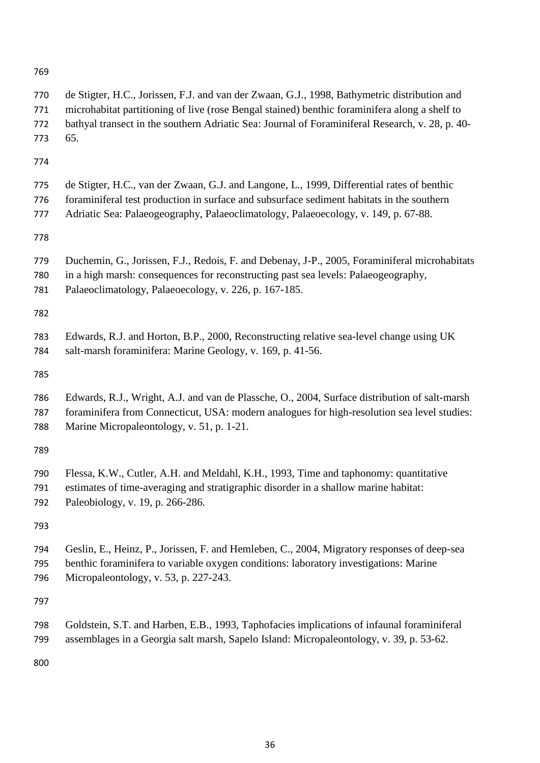de Stigter, H.C., Jorissen, F.J. and van der Zwaan, G.J., 1998, Bathymetric distribution and microhabitat partitioning of live (rose Bengal stained) benthic foraminifera along a shelf to bathyal transect in the southern Adriatic Sea: Journal of Foraminiferal Research, v. 28, p. 40-65.

de Stigter, H.C., van der Zwaan, G.J. and Langone, L., 1999, Differential rates of benthic foraminiferal test production in surface and subsurface sediment habitats in the southern Adriatic Sea: Palaeogeography, Palaeoclimatology, Palaeoecology, v. 149, p. 67-88.

Duchemin, G., Jorissen, F.J., Redois, F. and Debenay, J-P., 2005, Foraminiferal microhabitats in a high marsh: consequences for reconstructing past sea levels: Palaeogeography, Palaeoclimatology, Palaeoecology, v. 226, p. 167-185.

Edwards, R.J. and Horton, B.P., 2000, Reconstructing relative sea-level change using UK salt-marsh foraminifera: Marine Geology, v. 169, p. 41-56.

Edwards, R.J., Wright, A.J. and van de Plassche, O., 2004, Surface distribution of salt-marsh foraminifera from Connecticut, USA: modern analogues for high-resolution sea level studies: Marine Micropaleontology, v. 51, p. 1-21.

Flessa, K.W., Cutler, A.H. and Meldahl, K.H., 1993, Time and taphonomy: quantitative estimates of time-averaging and stratigraphic disorder in a shallow marine habitat: Paleobiology, v. 19, p. 266-286.

Geslin, E., Heinz, P., Jorissen, F. and Hemleben, C., 2004, Migratory responses of deep-sea benthic foraminifera to variable oxygen conditions: laboratory investigations: Marine Micropaleontology, v. 53, p. 227-243.

Goldstein, S.T. and Harben, E.B., 1993, Taphofacies implications of infaunal foraminiferal assemblages in a Georgia salt marsh, Sapelo Island: Micropaleontology, v. 39, p. 53-62.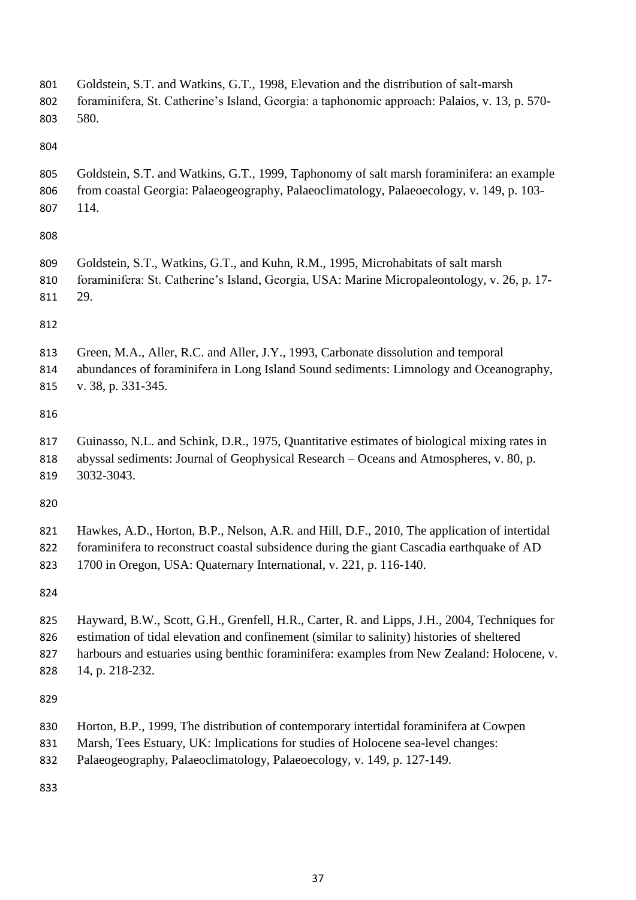Goldstein, S.T. and Watkins, G.T., 1998, Elevation and the distribution of salt-marsh foraminifera, St. Catherine's Island, Georgia: a taphonomic approach: Palaios, v. 13, p. 570-580.

Goldstein, S.T. and Watkins, G.T., 1999, Taphonomy of salt marsh foraminifera: an example from coastal Georgia: Palaeogeography, Palaeoclimatology, Palaeoecology, v. 149, p. 103-114.

Goldstein, S.T., Watkins, G.T., and Kuhn, R.M., 1995, Microhabitats of salt marsh foraminifera: St. Catherine's Island, Georgia, USA: Marine Micropaleontology, v. 26, p. 17-29.

Green, M.A., Aller, R.C. and Aller, J.Y., 1993, Carbonate dissolution and temporal abundances of foraminifera in Long Island Sound sediments: Limnology and Oceanography, v. 38, p. 331-345.

Guinasso, N.L. and Schink, D.R., 1975, Quantitative estimates of biological mixing rates in abyssal sediments: Journal of Geophysical Research – Oceans and Atmospheres, v. 80, p. 3032-3043.

Hawkes, A.D., Horton, B.P., Nelson, A.R. and Hill, D.F., 2010, The application of intertidal foraminifera to reconstruct coastal subsidence during the giant Cascadia earthquake of AD 1700 in Oregon, USA: Quaternary International, v. 221, p. 116-140.

Hayward, B.W., Scott, G.H., Grenfell, H.R., Carter, R. and Lipps, J.H., 2004, Techniques for estimation of tidal elevation and confinement (similar to salinity) histories of sheltered harbours and estuaries using benthic foraminifera: examples from New Zealand: Holocene, v. 14, p. 218-232.

Horton, B.P., 1999, The distribution of contemporary intertidal foraminifera at Cowpen Marsh, Tees Estuary, UK: Implications for studies of Holocene sea-level changes: Palaeogeography, Palaeoclimatology, Palaeoecology, v. 149, p. 127-149.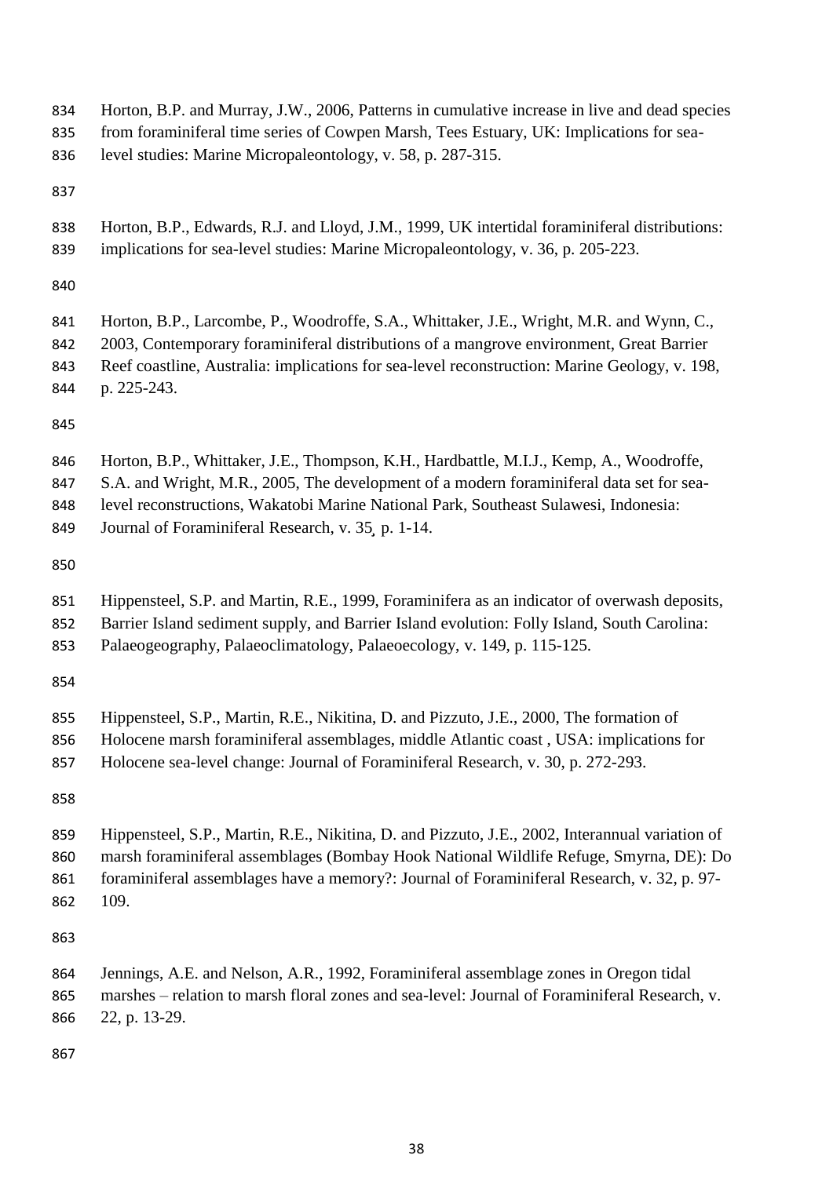Horton, B.P. and Murray, J.W., 2006, Patterns in cumulative increase in live and dead species from foraminiferal time series of Cowpen Marsh, Tees Estuary, UK: Implications for sea-level studies: Marine Micropaleontology, v. 58, p. 287-315.

Horton, B.P., Edwards, R.J. and Lloyd, J.M., 1999, UK intertidal foraminiferal distributions: implications for sea-level studies: Marine Micropaleontology, v. 36, p. 205-223.

Horton, B.P., Larcombe, P., Woodroffe, S.A., Whittaker, J.E., Wright, M.R. and Wynn, C., 2003, Contemporary foraminiferal distributions of a mangrove environment, Great Barrier Reef coastline, Australia: implications for sea-level reconstruction: Marine Geology, v. 198, p. 225-243.

Horton, B.P., Whittaker, J.E., Thompson, K.H., Hardbattle, M.I.J., Kemp, A., Woodroffe, S.A. and Wright, M.R., 2005, The development of a modern foraminiferal data set for sea-level reconstructions, Wakatobi Marine National Park, Southeast Sulawesi, Indonesia: Journal of Foraminiferal Research, v. 35¸ p. 1-14.

Hippensteel, S.P. and Martin, R.E., 1999, Foraminifera as an indicator of overwash deposits, Barrier Island sediment supply, and Barrier Island evolution: Folly Island, South Carolina: Palaeogeography, Palaeoclimatology, Palaeoecology, v. 149, p. 115-125.

Hippensteel, S.P., Martin, R.E., Nikitina, D. and Pizzuto, J.E., 2000, The formation of Holocene marsh foraminiferal assemblages, middle Atlantic coast , USA: implications for Holocene sea-level change: Journal of Foraminiferal Research, v. 30, p. 272-293.

Hippensteel, S.P., Martin, R.E., Nikitina, D. and Pizzuto, J.E., 2002, Interannual variation of marsh foraminiferal assemblages (Bombay Hook National Wildlife Refuge, Smyrna, DE): Do foraminiferal assemblages have a memory?: Journal of Foraminiferal Research, v. 32, p. 97-109.

Jennings, A.E. and Nelson, A.R., 1992, Foraminiferal assemblage zones in Oregon tidal marshes – relation to marsh floral zones and sea-level: Journal of Foraminiferal Research, v. 22, p. 13-29.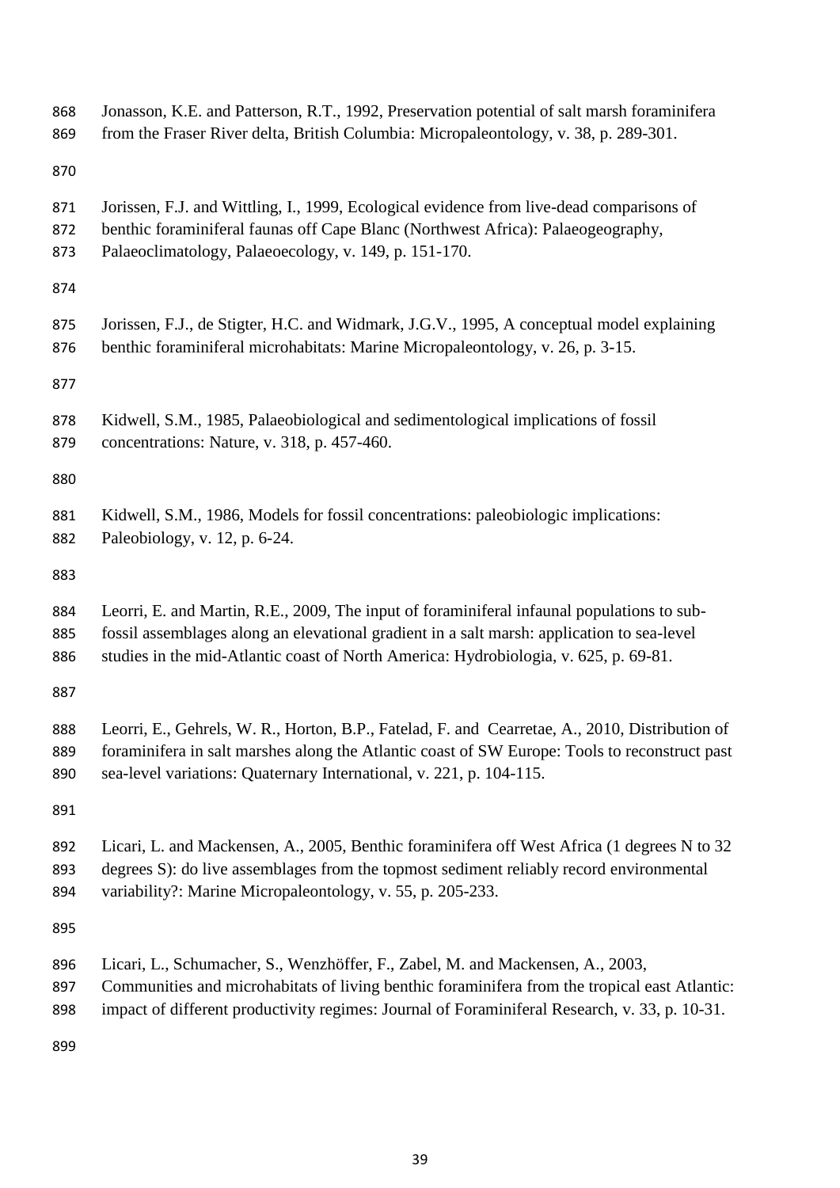Jonasson, K.E. and Patterson, R.T., 1992, Preservation potential of salt marsh foraminifera from the Fraser River delta, British Columbia: Micropaleontology, v. 38, p. 289-301.

Jorissen, F.J. and Wittling, I., 1999, Ecological evidence from live-dead comparisons of benthic foraminiferal faunas off Cape Blanc (Northwest Africa): Palaeogeography, Palaeoclimatology, Palaeoecology, v. 149, p. 151-170.

Jorissen, F.J., de Stigter, H.C. and Widmark, J.G.V., 1995, A conceptual model explaining benthic foraminiferal microhabitats: Marine Micropaleontology, v. 26, p. 3-15.

Kidwell, S.M., 1985, Palaeobiological and sedimentological implications of fossil concentrations: Nature, v. 318, p. 457-460.

Kidwell, S.M., 1986, Models for fossil concentrations: paleobiologic implications: Paleobiology, v. 12, p. 6-24.

Leorri, E. and Martin, R.E., 2009, The input of foraminiferal infaunal populations to sub-fossil assemblages along an elevational gradient in a salt marsh: application to sea-level studies in the mid-Atlantic coast of North America: Hydrobiologia, v. 625, p. 69-81.

Leorri, E., Gehrels, W. R., Horton, B.P., Fatelad, F. and Cearretae, A., 2010, Distribution of foraminifera in salt marshes along the Atlantic coast of SW Europe: Tools to reconstruct past sea-level variations: Quaternary International, v. 221, p. 104-115.

Licari, L. and Mackensen, A., 2005, Benthic foraminifera off West Africa (1 degrees N to 32 degrees S): do live assemblages from the topmost sediment reliably record environmental variability?: Marine Micropaleontology, v. 55, p. 205-233.

Licari, L., Schumacher, S., Wenzhöffer, F., Zabel, M. and Mackensen, A., 2003, Communities and microhabitats of living benthic foraminifera from the tropical east Atlantic: impact of different productivity regimes: Journal of Foraminiferal Research, v. 33, p. 10-31.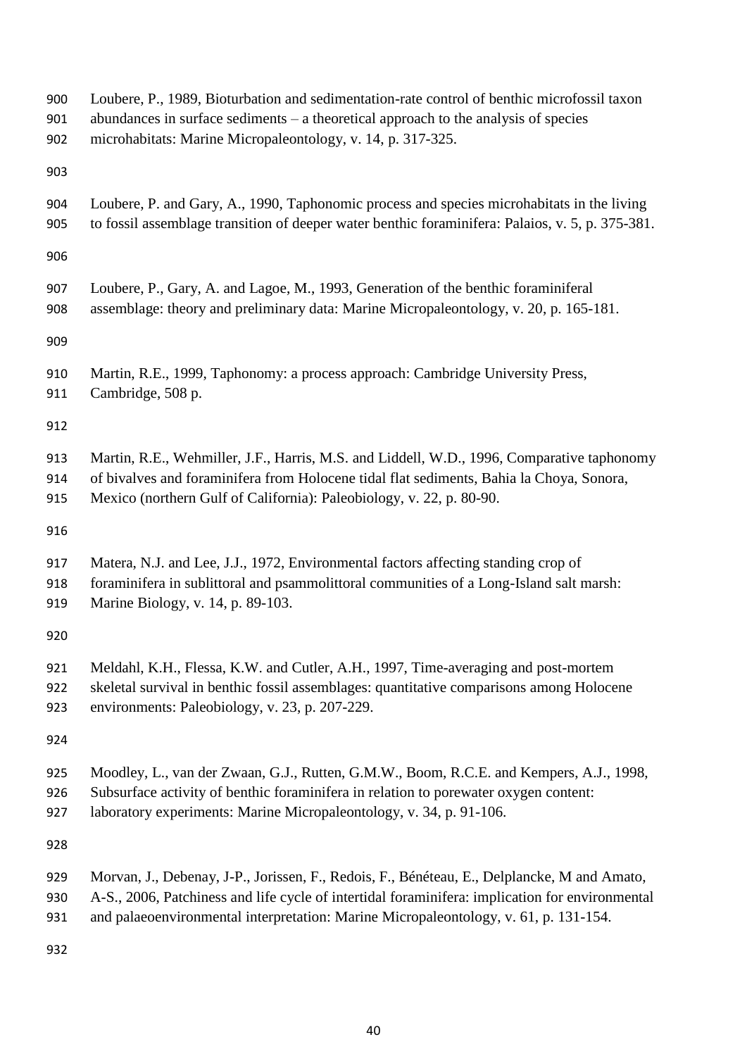Loubere, P., 1989, Bioturbation and sedimentation-rate control of benthic microfossil taxon abundances in surface sediments – a theoretical approach to the analysis of species microhabitats: Marine Micropaleontology, v. 14, p. 317-325.

Loubere, P. and Gary, A., 1990, Taphonomic process and species microhabitats in the living to fossil assemblage transition of deeper water benthic foraminifera: Palaios, v. 5, p. 375-381.

Loubere, P., Gary, A. and Lagoe, M., 1993, Generation of the benthic foraminiferal assemblage: theory and preliminary data: Marine Micropaleontology, v. 20, p. 165-181.

Martin, R.E., 1999, Taphonomy: a process approach: Cambridge University Press, Cambridge, 508 p.

Martin, R.E., Wehmiller, J.F., Harris, M.S. and Liddell, W.D., 1996, Comparative taphonomy of bivalves and foraminifera from Holocene tidal flat sediments, Bahia la Choya, Sonora, Mexico (northern Gulf of California): Paleobiology, v. 22, p. 80-90.

Matera, N.J. and Lee, J.J., 1972, Environmental factors affecting standing crop of foraminifera in sublittoral and psammolittoral communities of a Long-Island salt marsh: Marine Biology, v. 14, p. 89-103.

Meldahl, K.H., Flessa, K.W. and Cutler, A.H., 1997, Time-averaging and post-mortem skeletal survival in benthic fossil assemblages: quantitative comparisons among Holocene environments: Paleobiology, v. 23, p. 207-229.

Moodley, L., van der Zwaan, G.J., Rutten, G.M.W., Boom, R.C.E. and Kempers, A.J., 1998, Subsurface activity of benthic foraminifera in relation to porewater oxygen content: laboratory experiments: Marine Micropaleontology, v. 34, p. 91-106.

Morvan, J., Debenay, J-P., Jorissen, F., Redois, F., Bénéteau, E., Delplancke, M and Amato, A-S., 2006, Patchiness and life cycle of intertidal foraminifera: implication for environmental and palaeoenvironmental interpretation: Marine Micropaleontology, v. 61, p. 131-154.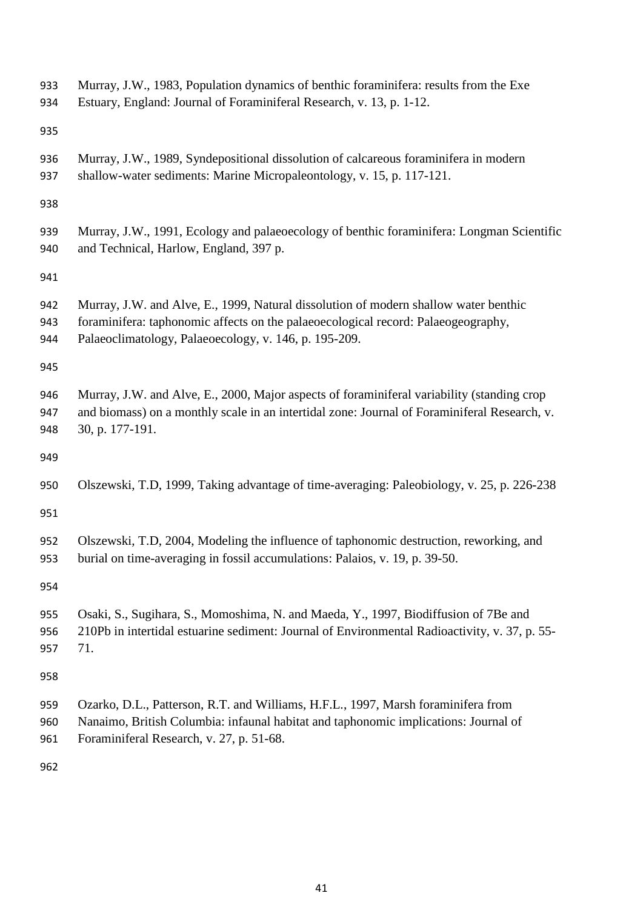Murray, J.W., 1983, Population dynamics of benthic foraminifera: results from the Exe Estuary, England: Journal of Foraminiferal Research, v. 13, p. 1-12.

Murray, J.W., 1989, Syndepositional dissolution of calcareous foraminifera in modern shallow-water sediments: Marine Micropaleontology, v. 15, p. 117-121.

Murray, J.W., 1991, Ecology and palaeoecology of benthic foraminifera: Longman Scientific and Technical, Harlow, England, 397 p.

Murray, J.W. and Alve, E., 1999, Natural dissolution of modern shallow water benthic foraminifera: taphonomic affects on the palaeoecological record: Palaeogeography, Palaeoclimatology, Palaeoecology, v. 146, p. 195-209.

Murray, J.W. and Alve, E., 2000, Major aspects of foraminiferal variability (standing crop and biomass) on a monthly scale in an intertidal zone: Journal of Foraminiferal Research, v. 30, p. 177-191.

Olszewski, T.D, 1999, Taking advantage of time-averaging: Paleobiology, v. 25, p. 226-238

Olszewski, T.D, 2004, Modeling the influence of taphonomic destruction, reworking, and burial on time-averaging in fossil accumulations: Palaios, v. 19, p. 39-50.

Osaki, S., Sugihara, S., Momoshima, N. and Maeda, Y., 1997, Biodiffusion of 7Be and 210Pb in intertidal estuarine sediment: Journal of Environmental Radioactivity, v. 37, p. 55-71.

Ozarko, D.L., Patterson, R.T. and Williams, H.F.L., 1997, Marsh foraminifera from Nanaimo, British Columbia: infaunal habitat and taphonomic implications: Journal of Foraminiferal Research, v. 27, p. 51-68.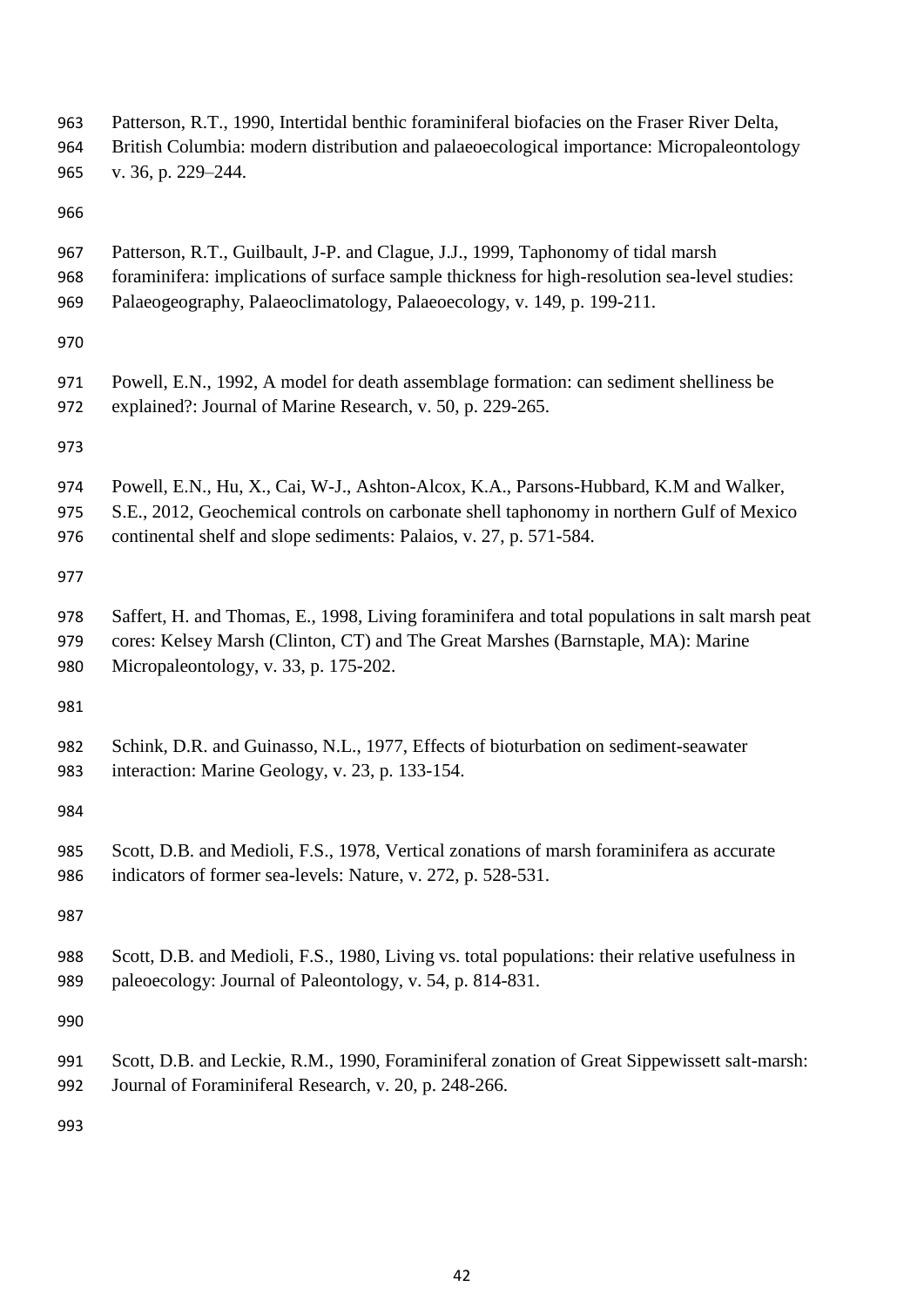Patterson, R.T., 1990, Intertidal benthic foraminiferal biofacies on the Fraser River Delta, British Columbia: modern distribution and palaeoecological importance: Micropaleontology v. 36, p. 229–244.

Patterson, R.T., Guilbault, J-P. and Clague, J.J., 1999, Taphonomy of tidal marsh foraminifera: implications of surface sample thickness for high-resolution sea-level studies: Palaeogeography, Palaeoclimatology, Palaeoecology, v. 149, p. 199-211.

Powell, E.N., 1992, A model for death assemblage formation: can sediment shelliness be explained?: Journal of Marine Research, v. 50, p. 229-265.

Powell, E.N., Hu, X., Cai, W-J., Ashton-Alcox, K.A., Parsons-Hubbard, K.M and Walker, S.E., 2012, Geochemical controls on carbonate shell taphonomy in northern Gulf of Mexico continental shelf and slope sediments: Palaios, v. 27, p. 571-584.

Saffert, H. and Thomas, E., 1998, Living foraminifera and total populations in salt marsh peat cores: Kelsey Marsh (Clinton, CT) and The Great Marshes (Barnstaple, MA): Marine Micropaleontology, v. 33, p. 175-202.

Schink, D.R. and Guinasso, N.L., 1977, Effects of bioturbation on sediment-seawater interaction: Marine Geology, v. 23, p. 133-154.

Scott, D.B. and Medioli, F.S., 1978, Vertical zonations of marsh foraminifera as accurate indicators of former sea-levels: Nature, v. 272, p. 528-531.

Scott, D.B. and Medioli, F.S., 1980, Living vs. total populations: their relative usefulness in paleoecology: Journal of Paleontology, v. 54, p. 814-831.

Scott, D.B. and Leckie, R.M., 1990, Foraminiferal zonation of Great Sippewissett salt-marsh: Journal of Foraminiferal Research, v. 20, p. 248-266.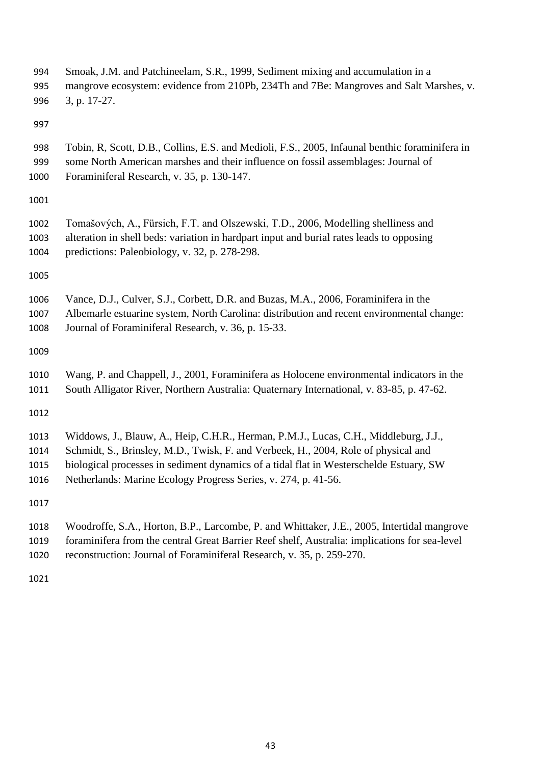Smoak, J.M. and Patchineelam, S.R., 1999, Sediment mixing and accumulation in a mangrove ecosystem: evidence from 210Pb, 234Th and 7Be: Mangroves and Salt Marshes, v. 3, p. 17-27.

Tobin, R, Scott, D.B., Collins, E.S. and Medioli, F.S., 2005, Infaunal benthic foraminifera in some North American marshes and their influence on fossil assemblages: Journal of Foraminiferal Research, v. 35, p. 130-147.

Tomašových, A., Fürsich, F.T. and Olszewski, T.D., 2006, Modelling shelliness and alteration in shell beds: variation in hardpart input and burial rates leads to opposing predictions: Paleobiology, v. 32, p. 278-298.

Vance, D.J., Culver, S.J., Corbett, D.R. and Buzas, M.A., 2006, Foraminifera in the Albemarle estuarine system, North Carolina: distribution and recent environmental change: Journal of Foraminiferal Research, v. 36, p. 15-33.

Wang, P. and Chappell, J., 2001, Foraminifera as Holocene environmental indicators in the South Alligator River, Northern Australia: Quaternary International, v. 83-85, p. 47-62.

Widdows, J., Blauw, A., Heip, C.H.R., Herman, P.M.J., Lucas, C.H., Middleburg, J.J., Schmidt, S., Brinsley, M.D., Twisk, F. and Verbeek, H., 2004, Role of physical and biological processes in sediment dynamics of a tidal flat in Westerschelde Estuary, SW Netherlands: Marine Ecology Progress Series, v. 274, p. 41-56.

Woodroffe, S.A., Horton, B.P., Larcombe, P. and Whittaker, J.E., 2005, Intertidal mangrove foraminifera from the central Great Barrier Reef shelf, Australia: implications for sea-level reconstruction: Journal of Foraminiferal Research, v. 35, p. 259-270.